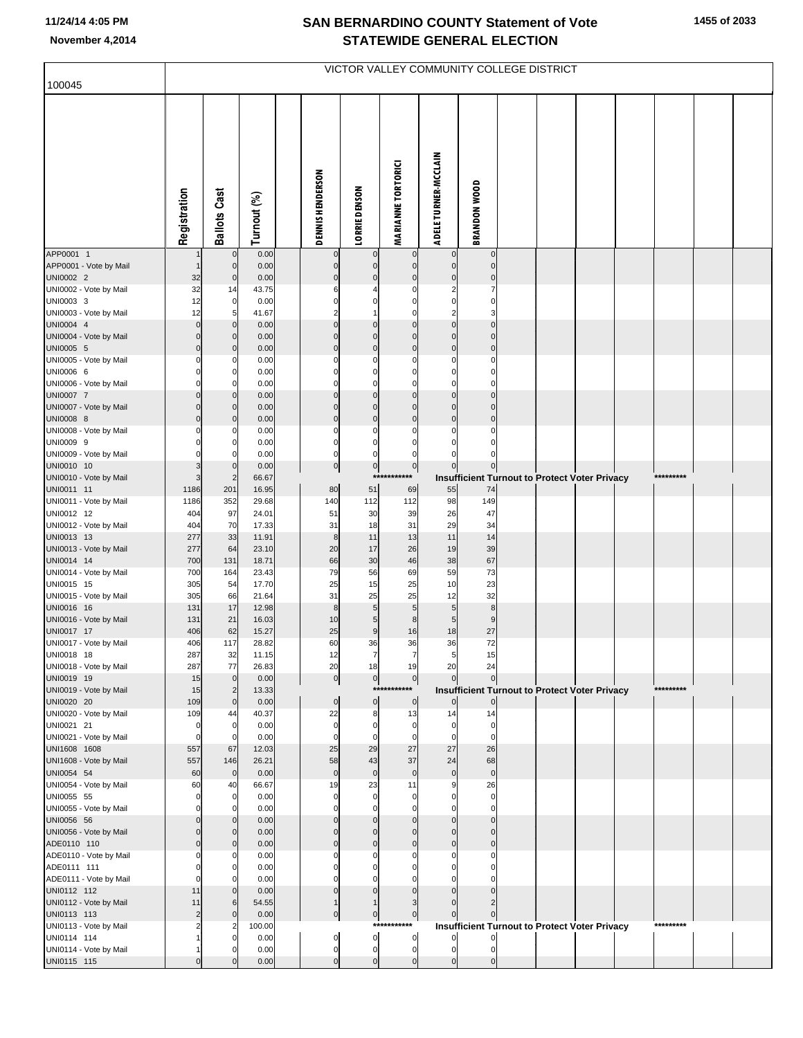# SAN BERNARDINO COUNTY Statement of Vote
## STATEWIDE GENERAL ELECTION

November 4,2014

VICTOR VALLEY COMMUNITY COLLEGE DISTRICT

100045

| | Registration | Ballots Cast | Turnout (%) | | DENNIS HENDERSON | LORRIE DENSON | MARIANNE TORTORICI | ADELE TURNER-MCCLAIN | BRANDON WOOD |
|---|---|---|---|---|---|---|---|---|---|
| APP0001 1 | 1 | 0 | 0.00 | | 0 | 0 | 0 | 0 | 0 |
| APP0001 - Vote by Mail | 1 | 0 | 0.00 | | 0 | 0 | 0 | 0 | 0 |
| UNI0002 2 | 32 | 0 | 0.00 | | 0 | 0 | 0 | 0 | 0 |
| UNI0002 - Vote by Mail | 32 | 14 | 43.75 | | 6 | 4 | 0 | 2 | 7 |
| UNI0003 3 | 12 | 0 | 0.00 | | 0 | 0 | 0 | 0 | 0 |
| UNI0003 - Vote by Mail | 12 | 5 | 41.67 | | 2 | 1 | 0 | 2 | 3 |
| UNI0004 4 | 0 | 0 | 0.00 | | 0 | 0 | 0 | 0 | 0 |
| UNI0004 - Vote by Mail | 0 | 0 | 0.00 | | 0 | 0 | 0 | 0 | 0 |
| UNI0005 5 | 0 | 0 | 0.00 | | 0 | 0 | 0 | 0 | 0 |
| UNI0005 - Vote by Mail | 0 | 0 | 0.00 | | 0 | 0 | 0 | 0 | 0 |
| UNI0006 6 | 0 | 0 | 0.00 | | 0 | 0 | 0 | 0 | 0 |
| UNI0006 - Vote by Mail | 0 | 0 | 0.00 | | 0 | 0 | 0 | 0 | 0 |
| UNI0007 7 | 0 | 0 | 0.00 | | 0 | 0 | 0 | 0 | 0 |
| UNI0007 - Vote by Mail | 0 | 0 | 0.00 | | 0 | 0 | 0 | 0 | 0 |
| UNI0008 8 | 0 | 0 | 0.00 | | 0 | 0 | 0 | 0 | 0 |
| UNI0008 - Vote by Mail | 0 | 0 | 0.00 | | 0 | 0 | 0 | 0 | 0 |
| UNI0009 9 | 0 | 0 | 0.00 | | 0 | 0 | 0 | 0 | 0 |
| UNI0009 - Vote by Mail | 0 | 0 | 0.00 | | 0 | 0 | 0 | 0 | 0 |
| UNI0010 10 | 3 | 0 | 0.00 | | 0 | 0 | 0 | 0 | 0 |
| UNI0010 - Vote by Mail | 3 | 2 | 66.67 | | | | *********** | Insufficient Turnout to Protect Voter Privacy | ********* |
| UNI0011 11 | 1186 | 201 | 16.95 | | 80 | 51 | 69 | 55 | 74 |
| UNI0011 - Vote by Mail | 1186 | 352 | 29.68 | | 140 | 112 | 112 | 98 | 149 |
| UNI0012 12 | 404 | 97 | 24.01 | | 51 | 30 | 39 | 26 | 47 |
| UNI0012 - Vote by Mail | 404 | 70 | 17.33 | | 31 | 18 | 31 | 29 | 34 |
| UNI0013 13 | 277 | 33 | 11.91 | | 8 | 11 | 13 | 11 | 14 |
| UNI0013 - Vote by Mail | 277 | 64 | 23.10 | | 20 | 17 | 26 | 19 | 39 |
| UNI0014 14 | 700 | 131 | 18.71 | | 66 | 30 | 46 | 38 | 67 |
| UNI0014 - Vote by Mail | 700 | 164 | 23.43 | | 79 | 56 | 69 | 59 | 73 |
| UNI0015 15 | 305 | 54 | 17.70 | | 25 | 15 | 25 | 10 | 23 |
| UNI0015 - Vote by Mail | 305 | 66 | 21.64 | | 31 | 25 | 25 | 12 | 32 |
| UNI0016 16 | 131 | 17 | 12.98 | | 8 | 5 | 5 | 5 | 8 |
| UNI0016 - Vote by Mail | 131 | 21 | 16.03 | | 10 | 5 | 8 | 5 | 9 |
| UNI0017 17 | 406 | 62 | 15.27 | | 25 | 9 | 16 | 18 | 27 |
| UNI0017 - Vote by Mail | 406 | 117 | 28.82 | | 60 | 36 | 36 | 36 | 72 |
| UNI0018 18 | 287 | 32 | 11.15 | | 12 | 7 | 7 | 5 | 15 |
| UNI0018 - Vote by Mail | 287 | 77 | 26.83 | | 20 | 18 | 19 | 20 | 24 |
| UNI0019 19 | 15 | 0 | 0.00 | | 0 | 0 | 0 | 0 | 0 |
| UNI0019 - Vote by Mail | 15 | 2 | 13.33 | | | | *********** | Insufficient Turnout to Protect Voter Privacy | ********* |
| UNI0020 20 | 109 | 0 | 0.00 | | 0 | 0 | 0 | 0 | 0 |
| UNI0020 - Vote by Mail | 109 | 44 | 40.37 | | 22 | 8 | 13 | 14 | 14 |
| UNI0021 21 | 0 | 0 | 0.00 | | 0 | 0 | 0 | 0 | 0 |
| UNI0021 - Vote by Mail | 0 | 0 | 0.00 | | 0 | 0 | 0 | 0 | 0 |
| UNI1608 1608 | 557 | 67 | 12.03 | | 25 | 29 | 27 | 27 | 26 |
| UNI1608 - Vote by Mail | 557 | 146 | 26.21 | | 58 | 43 | 37 | 24 | 68 |
| UNI0054 54 | 60 | 0 | 0.00 | | 0 | 0 | 0 | 0 | 0 |
| UNI0054 - Vote by Mail | 60 | 40 | 66.67 | | 19 | 23 | 11 | 9 | 26 |
| UNI0055 55 | 0 | 0 | 0.00 | | 0 | 0 | 0 | 0 | 0 |
| UNI0055 - Vote by Mail | 0 | 0 | 0.00 | | 0 | 0 | 0 | 0 | 0 |
| UNI0056 56 | 0 | 0 | 0.00 | | 0 | 0 | 0 | 0 | 0 |
| UNI0056 - Vote by Mail | 0 | 0 | 0.00 | | 0 | 0 | 0 | 0 | 0 |
| ADE0110 110 | 0 | 0 | 0.00 | | 0 | 0 | 0 | 0 | 0 |
| ADE0110 - Vote by Mail | 0 | 0 | 0.00 | | 0 | 0 | 0 | 0 | 0 |
| ADE0111 111 | 0 | 0 | 0.00 | | 0 | 0 | 0 | 0 | 0 |
| ADE0111 - Vote by Mail | 0 | 0 | 0.00 | | 0 | 0 | 0 | 0 | 0 |
| UNI0112 112 | 11 | 0 | 0.00 | | 0 | 0 | 0 | 0 | 0 |
| UNI0112 - Vote by Mail | 11 | 6 | 54.55 | | 1 | 1 | 3 | 0 | 2 |
| UNI0113 113 | 2 | 0 | 0.00 | | 0 | 0 | 0 | 0 | 0 |
| UNI0113 - Vote by Mail | 2 | 2 | 100.00 | | | | *********** | Insufficient Turnout to Protect Voter Privacy | ********* |
| UNI0114 114 | 1 | 0 | 0.00 | | 0 | 0 | 0 | 0 | 0 |
| UNI0114 - Vote by Mail | 1 | 0 | 0.00 | | 0 | 0 | 0 | 0 | 0 |
| UNI0115 115 | 0 | 0 | 0.00 | | 0 | 0 | 0 | 0 | 0 |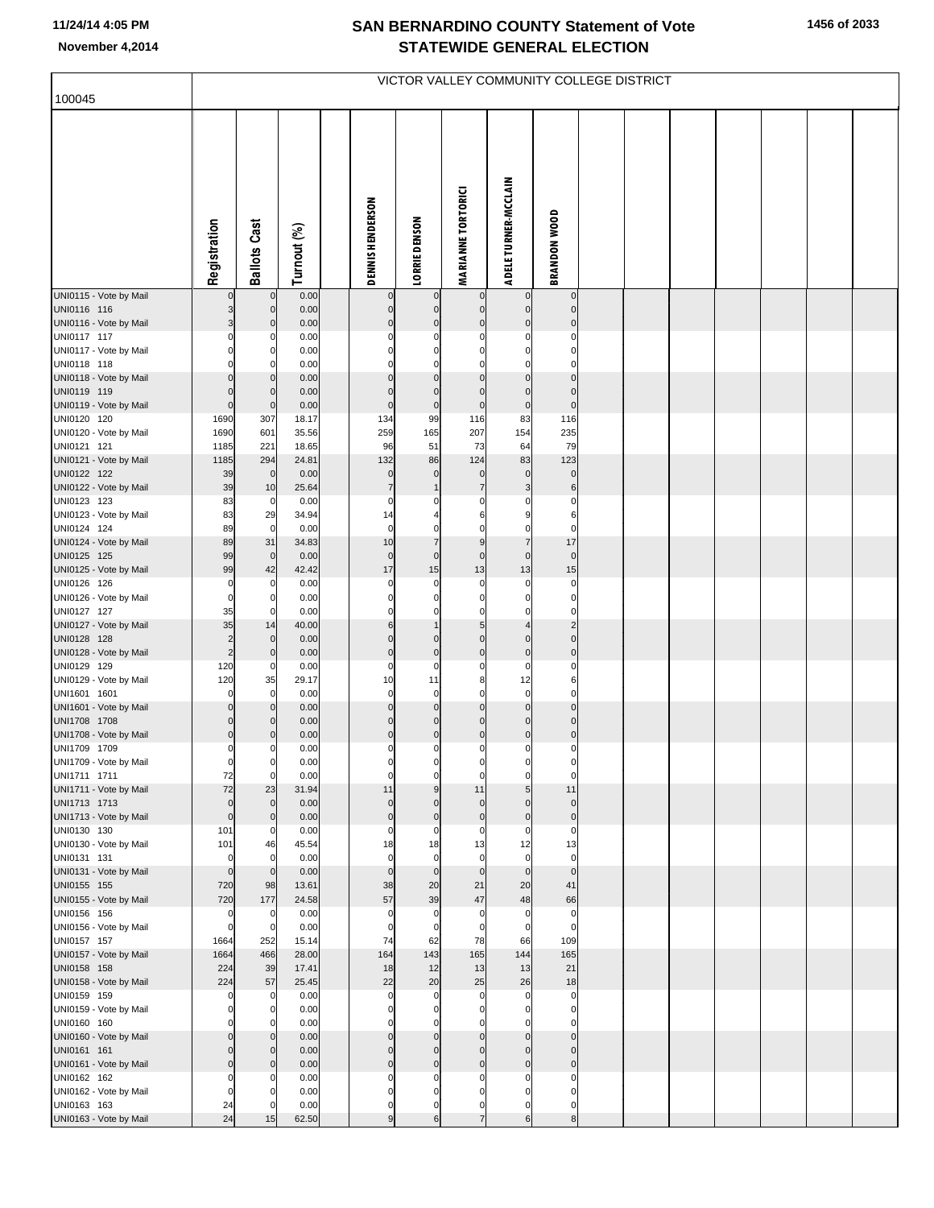# SAN BERNARDINO COUNTY Statement of Vote
## STATEWIDE GENERAL ELECTION

November 4,2014

## VICTOR VALLEY COMMUNITY COLLEGE DISTRICT

100045

| | Registration | Ballots Cast | Turnout (%) | DENNIS HENDERSON | LORRIE DENSON | MARIANNE TORTORICI | ADELE TURNER-MCCLAIN | BRANDON WOOD |
|---|---|---|---|---|---|---|---|---|
| UNI0115 - Vote by Mail | 0 | 0 | 0.00 | 0 | 0 | 0 | 0 | 0 |
| UNI0116 116 | 3 | 0 | 0.00 | 0 | 0 | 0 | 0 | 0 |
| UNI0116 - Vote by Mail | 3 | 0 | 0.00 | 0 | 0 | 0 | 0 | 0 |
| UNI0117 117 | 0 | 0 | 0.00 | 0 | 0 | 0 | 0 | 0 |
| UNI0117 - Vote by Mail | 0 | 0 | 0.00 | 0 | 0 | 0 | 0 | 0 |
| UNI0118 118 | 0 | 0 | 0.00 | 0 | 0 | 0 | 0 | 0 |
| UNI0118 - Vote by Mail | 0 | 0 | 0.00 | 0 | 0 | 0 | 0 | 0 |
| UNI0119 119 | 0 | 0 | 0.00 | 0 | 0 | 0 | 0 | 0 |
| UNI0119 - Vote by Mail | 0 | 0 | 0.00 | 0 | 0 | 0 | 0 | 0 |
| UNI0120 120 | 1690 | 307 | 18.17 | 134 | 99 | 116 | 83 | 116 |
| UNI0120 - Vote by Mail | 1690 | 601 | 35.56 | 259 | 165 | 207 | 154 | 235 |
| UNI0121 121 | 1185 | 221 | 18.65 | 96 | 51 | 73 | 64 | 79 |
| UNI0121 - Vote by Mail | 1185 | 294 | 24.81 | 132 | 86 | 124 | 83 | 123 |
| UNI0122 122 | 39 | 0 | 0.00 | 0 | 0 | 0 | 0 | 0 |
| UNI0122 - Vote by Mail | 39 | 10 | 25.64 | 7 | 1 | 7 | 3 | 6 |
| UNI0123 123 | 83 | 0 | 0.00 | 0 | 0 | 0 | 0 | 0 |
| UNI0123 - Vote by Mail | 83 | 29 | 34.94 | 14 | 4 | 6 | 9 | 6 |
| UNI0124 124 | 89 | 0 | 0.00 | 0 | 0 | 0 | 0 | 0 |
| UNI0124 - Vote by Mail | 89 | 31 | 34.83 | 10 | 7 | 9 | 7 | 17 |
| UNI0125 125 | 99 | 0 | 0.00 | 0 | 0 | 0 | 0 | 0 |
| UNI0125 - Vote by Mail | 99 | 42 | 42.42 | 17 | 15 | 13 | 13 | 15 |
| UNI0126 126 | 0 | 0 | 0.00 | 0 | 0 | 0 | 0 | 0 |
| UNI0126 - Vote by Mail | 0 | 0 | 0.00 | 0 | 0 | 0 | 0 | 0 |
| UNI0127 127 | 35 | 0 | 0.00 | 0 | 0 | 0 | 0 | 0 |
| UNI0127 - Vote by Mail | 35 | 14 | 40.00 | 6 | 1 | 5 | 4 | 2 |
| UNI0128 128 | 2 | 0 | 0.00 | 0 | 0 | 0 | 0 | 0 |
| UNI0128 - Vote by Mail | 2 | 0 | 0.00 | 0 | 0 | 0 | 0 | 0 |
| UNI0129 129 | 120 | 0 | 0.00 | 0 | 0 | 0 | 0 | 0 |
| UNI0129 - Vote by Mail | 120 | 35 | 29.17 | 10 | 11 | 8 | 12 | 6 |
| UNI1601 1601 | 0 | 0 | 0.00 | 0 | 0 | 0 | 0 | 0 |
| UNI1601 - Vote by Mail | 0 | 0 | 0.00 | 0 | 0 | 0 | 0 | 0 |
| UNI1708 1708 | 0 | 0 | 0.00 | 0 | 0 | 0 | 0 | 0 |
| UNI1708 - Vote by Mail | 0 | 0 | 0.00 | 0 | 0 | 0 | 0 | 0 |
| UNI1709 1709 | 0 | 0 | 0.00 | 0 | 0 | 0 | 0 | 0 |
| UNI1709 - Vote by Mail | 0 | 0 | 0.00 | 0 | 0 | 0 | 0 | 0 |
| UNI1711 1711 | 72 | 0 | 0.00 | 0 | 0 | 0 | 0 | 0 |
| UNI1711 - Vote by Mail | 72 | 23 | 31.94 | 11 | 9 | 11 | 5 | 11 |
| UNI1713 1713 | 0 | 0 | 0.00 | 0 | 0 | 0 | 0 | 0 |
| UNI1713 - Vote by Mail | 0 | 0 | 0.00 | 0 | 0 | 0 | 0 | 0 |
| UNI0130 130 | 101 | 0 | 0.00 | 0 | 0 | 0 | 0 | 0 |
| UNI0130 - Vote by Mail | 101 | 46 | 45.54 | 18 | 18 | 13 | 12 | 13 |
| UNI0131 131 | 0 | 0 | 0.00 | 0 | 0 | 0 | 0 | 0 |
| UNI0131 - Vote by Mail | 0 | 0 | 0.00 | 0 | 0 | 0 | 0 | 0 |
| UNI0155 155 | 720 | 98 | 13.61 | 38 | 20 | 21 | 20 | 41 |
| UNI0155 - Vote by Mail | 720 | 177 | 24.58 | 57 | 39 | 47 | 48 | 66 |
| UNI0156 156 | 0 | 0 | 0.00 | 0 | 0 | 0 | 0 | 0 |
| UNI0156 - Vote by Mail | 0 | 0 | 0.00 | 0 | 0 | 0 | 0 | 0 |
| UNI0157 157 | 1664 | 252 | 15.14 | 74 | 62 | 78 | 66 | 109 |
| UNI0157 - Vote by Mail | 1664 | 466 | 28.00 | 164 | 143 | 165 | 144 | 165 |
| UNI0158 158 | 224 | 39 | 17.41 | 18 | 12 | 13 | 13 | 21 |
| UNI0158 - Vote by Mail | 224 | 57 | 25.45 | 22 | 20 | 25 | 26 | 18 |
| UNI0159 159 | 0 | 0 | 0.00 | 0 | 0 | 0 | 0 | 0 |
| UNI0159 - Vote by Mail | 0 | 0 | 0.00 | 0 | 0 | 0 | 0 | 0 |
| UNI0160 160 | 0 | 0 | 0.00 | 0 | 0 | 0 | 0 | 0 |
| UNI0160 - Vote by Mail | 0 | 0 | 0.00 | 0 | 0 | 0 | 0 | 0 |
| UNI0161 161 | 0 | 0 | 0.00 | 0 | 0 | 0 | 0 | 0 |
| UNI0161 - Vote by Mail | 0 | 0 | 0.00 | 0 | 0 | 0 | 0 | 0 |
| UNI0162 162 | 0 | 0 | 0.00 | 0 | 0 | 0 | 0 | 0 |
| UNI0162 - Vote by Mail | 0 | 0 | 0.00 | 0 | 0 | 0 | 0 | 0 |
| UNI0163 163 | 24 | 0 | 0.00 | 0 | 0 | 0 | 0 | 0 |
| UNI0163 - Vote by Mail | 24 | 15 | 62.50 | 9 | 6 | 7 | 6 | 8 |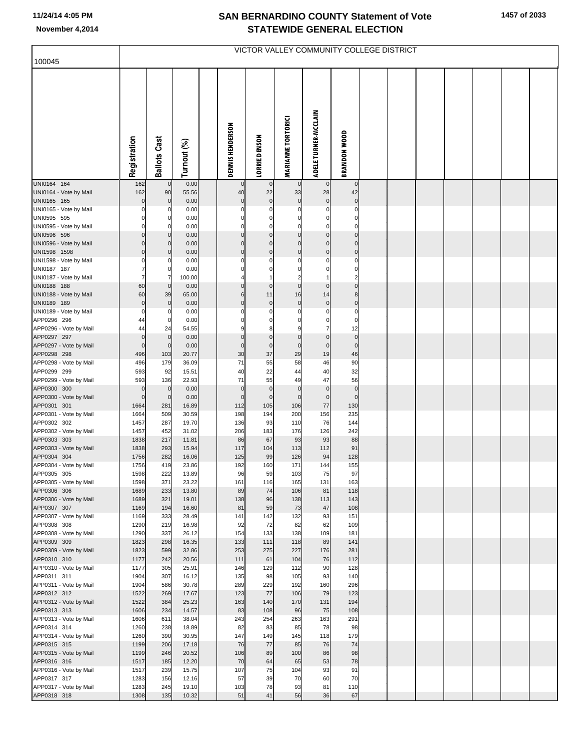# SAN BERNARDINO COUNTY Statement of Vote
## STATEWIDE GENERAL ELECTION

11/24/14 4:05 PM
November 4,2014

VICTOR VALLEY COMMUNITY COLLEGE DISTRICT

100045

| | Registration | Ballots Cast | Turnout (%) | DENNIS HENDERSON | LORRIE DENSON | MARIANNE TORTORICI | ADELE TURNER-MCCLAIN | BRANDON WOOD |
|---|---|---|---|---|---|---|---|---|
| UNI0164 164 | 162 | 0 | 0.00 | 0 | 0 | 0 | 0 | 0 |
| UNI0164 - Vote by Mail | 162 | 90 | 55.56 | 40 | 22 | 33 | 28 | 42 |
| UNI0165 165 | 0 | 0 | 0.00 | 0 | 0 | 0 | 0 | 0 |
| UNI0165 - Vote by Mail | 0 | 0 | 0.00 | 0 | 0 | 0 | 0 | 0 |
| UNI0595 595 | 0 | 0 | 0.00 | 0 | 0 | 0 | 0 | 0 |
| UNI0595 - Vote by Mail | 0 | 0 | 0.00 | 0 | 0 | 0 | 0 | 0 |
| UNI0596 596 | 0 | 0 | 0.00 | 0 | 0 | 0 | 0 | 0 |
| UNI0596 - Vote by Mail | 0 | 0 | 0.00 | 0 | 0 | 0 | 0 | 0 |
| UNI1598 1598 | 0 | 0 | 0.00 | 0 | 0 | 0 | 0 | 0 |
| UNI1598 - Vote by Mail | 0 | 0 | 0.00 | 0 | 0 | 0 | 0 | 0 |
| UNI0187 187 | 7 | 0 | 0.00 | 0 | 0 | 0 | 0 | 0 |
| UNI0187 - Vote by Mail | 7 | 7 | 100.00 | 4 | 1 | 2 | 1 | 2 |
| UNI0188 188 | 60 | 0 | 0.00 | 0 | 0 | 0 | 0 | 0 |
| UNI0188 - Vote by Mail | 60 | 39 | 65.00 | 6 | 11 | 16 | 14 | 8 |
| UNI0189 189 | 0 | 0 | 0.00 | 0 | 0 | 0 | 0 | 0 |
| UNI0189 - Vote by Mail | 0 | 0 | 0.00 | 0 | 0 | 0 | 0 | 0 |
| APP0296 296 | 44 | 0 | 0.00 | 0 | 0 | 0 | 0 | 0 |
| APP0296 - Vote by Mail | 44 | 24 | 54.55 | 9 | 8 | 9 | 7 | 12 |
| APP0297 297 | 0 | 0 | 0.00 | 0 | 0 | 0 | 0 | 0 |
| APP0297 - Vote by Mail | 0 | 0 | 0.00 | 0 | 0 | 0 | 0 | 0 |
| APP0298 298 | 496 | 103 | 20.77 | 30 | 37 | 29 | 19 | 46 |
| APP0298 - Vote by Mail | 496 | 179 | 36.09 | 71 | 55 | 58 | 46 | 90 |
| APP0299 299 | 593 | 92 | 15.51 | 40 | 22 | 44 | 40 | 32 |
| APP0299 - Vote by Mail | 593 | 136 | 22.93 | 71 | 55 | 49 | 47 | 56 |
| APP0300 300 | 0 | 0 | 0.00 | 0 | 0 | 0 | 0 | 0 |
| APP0300 - Vote by Mail | 0 | 0 | 0.00 | 0 | 0 | 0 | 0 | 0 |
| APP0301 301 | 1664 | 281 | 16.89 | 112 | 105 | 106 | 77 | 130 |
| APP0301 - Vote by Mail | 1664 | 509 | 30.59 | 198 | 194 | 200 | 156 | 235 |
| APP0302 302 | 1457 | 287 | 19.70 | 136 | 93 | 110 | 76 | 144 |
| APP0302 - Vote by Mail | 1457 | 452 | 31.02 | 206 | 183 | 176 | 126 | 242 |
| APP0303 303 | 1838 | 217 | 11.81 | 86 | 67 | 93 | 93 | 88 |
| APP0303 - Vote by Mail | 1838 | 293 | 15.94 | 117 | 104 | 113 | 112 | 91 |
| APP0304 304 | 1756 | 282 | 16.06 | 125 | 99 | 126 | 94 | 128 |
| APP0304 - Vote by Mail | 1756 | 419 | 23.86 | 192 | 160 | 171 | 144 | 155 |
| APP0305 305 | 1598 | 222 | 13.89 | 96 | 59 | 103 | 75 | 97 |
| APP0305 - Vote by Mail | 1598 | 371 | 23.22 | 161 | 116 | 165 | 131 | 163 |
| APP0306 306 | 1689 | 233 | 13.80 | 89 | 74 | 106 | 81 | 118 |
| APP0306 - Vote by Mail | 1689 | 321 | 19.01 | 138 | 96 | 138 | 113 | 143 |
| APP0307 307 | 1169 | 194 | 16.60 | 81 | 59 | 73 | 47 | 108 |
| APP0307 - Vote by Mail | 1169 | 333 | 28.49 | 141 | 142 | 132 | 93 | 151 |
| APP0308 308 | 1290 | 219 | 16.98 | 92 | 72 | 82 | 62 | 109 |
| APP0308 - Vote by Mail | 1290 | 337 | 26.12 | 154 | 133 | 138 | 109 | 181 |
| APP0309 309 | 1823 | 298 | 16.35 | 133 | 111 | 118 | 89 | 141 |
| APP0309 - Vote by Mail | 1823 | 599 | 32.86 | 253 | 275 | 227 | 176 | 281 |
| APP0310 310 | 1177 | 242 | 20.56 | 111 | 61 | 104 | 76 | 112 |
| APP0310 - Vote by Mail | 1177 | 305 | 25.91 | 146 | 129 | 112 | 90 | 128 |
| APP0311 311 | 1904 | 307 | 16.12 | 135 | 98 | 105 | 93 | 140 |
| APP0311 - Vote by Mail | 1904 | 586 | 30.78 | 289 | 229 | 192 | 160 | 296 |
| APP0312 312 | 1522 | 269 | 17.67 | 123 | 77 | 106 | 79 | 123 |
| APP0312 - Vote by Mail | 1522 | 384 | 25.23 | 163 | 140 | 170 | 131 | 194 |
| APP0313 313 | 1606 | 234 | 14.57 | 83 | 108 | 96 | 75 | 108 |
| APP0313 - Vote by Mail | 1606 | 611 | 38.04 | 243 | 254 | 263 | 163 | 291 |
| APP0314 314 | 1260 | 238 | 18.89 | 82 | 83 | 85 | 78 | 98 |
| APP0314 - Vote by Mail | 1260 | 390 | 30.95 | 147 | 149 | 145 | 118 | 179 |
| APP0315 315 | 1199 | 206 | 17.18 | 76 | 77 | 85 | 76 | 74 |
| APP0315 - Vote by Mail | 1199 | 246 | 20.52 | 106 | 89 | 100 | 86 | 98 |
| APP0316 316 | 1517 | 185 | 12.20 | 70 | 64 | 65 | 53 | 78 |
| APP0316 - Vote by Mail | 1517 | 239 | 15.75 | 107 | 75 | 104 | 93 | 91 |
| APP0317 317 | 1283 | 156 | 12.16 | 57 | 39 | 70 | 60 | 70 |
| APP0317 - Vote by Mail | 1283 | 245 | 19.10 | 103 | 78 | 93 | 81 | 110 |
| APP0318 318 | 1308 | 135 | 10.32 | 51 | 41 | 56 | 36 | 67 |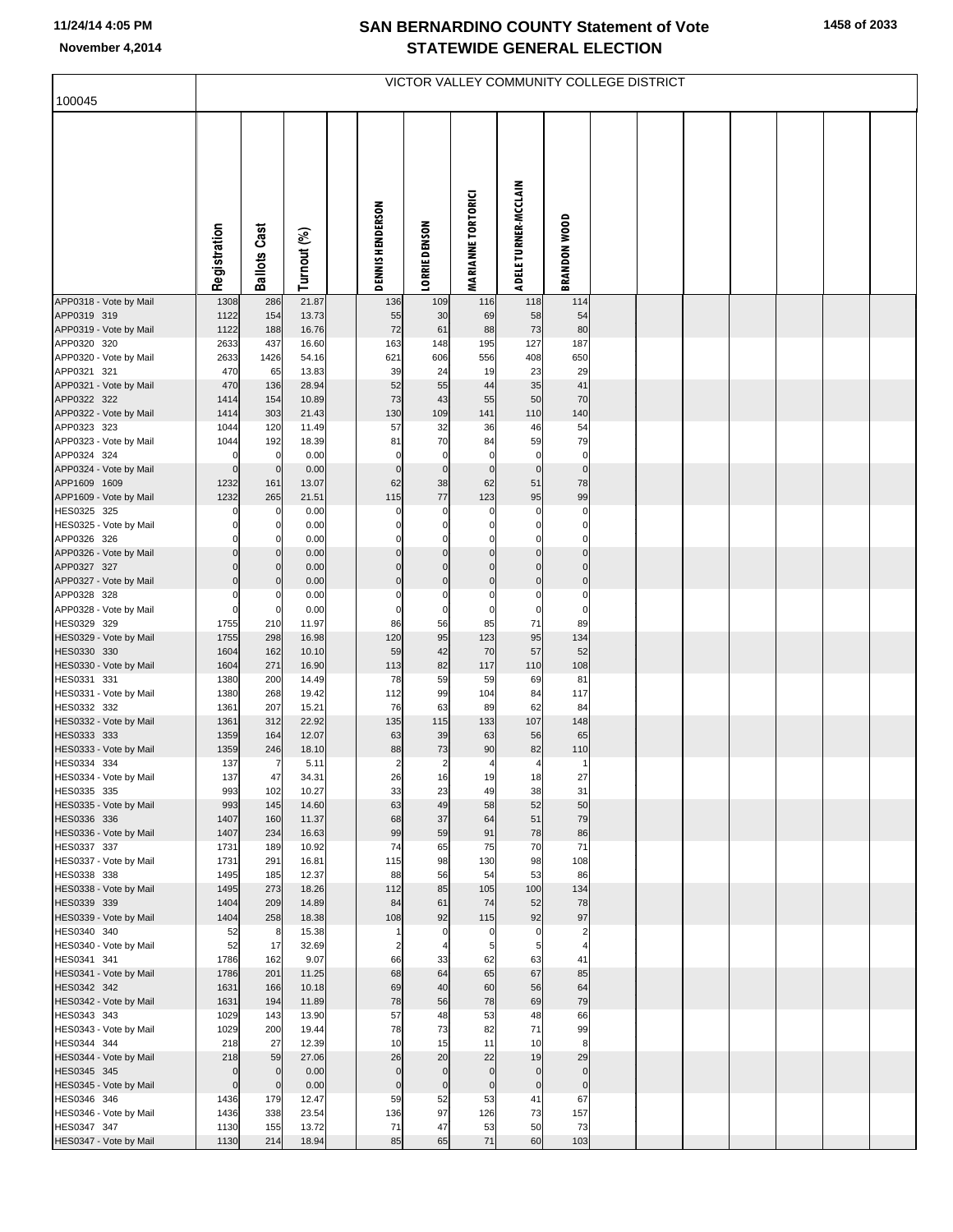# SAN BERNARDINO COUNTY Statement of Vote
# STATEWIDE GENERAL ELECTION

November 4,2014

100045

VICTOR VALLEY COMMUNITY COLLEGE DISTRICT

| | Registration | Ballots Cast | Turnout (%) | DENNIS HENDERSON | LORRIE DENSON | MARIANNE TORTORICI | ADELE TURNER-MCCLAIN | BRANDON WOOD |
|---|---|---|---|---|---|---|---|---|
| APP0318 - Vote by Mail | 1308 | 286 | 21.87 | 136 | 109 | 116 | 118 | 114 |
| APP0319 319 | 1122 | 154 | 13.73 | 55 | 30 | 69 | 58 | 54 |
| APP0319 - Vote by Mail | 1122 | 188 | 16.76 | 72 | 61 | 88 | 73 | 80 |
| APP0320 320 | 2633 | 437 | 16.60 | 163 | 148 | 195 | 127 | 187 |
| APP0320 - Vote by Mail | 2633 | 1426 | 54.16 | 621 | 606 | 556 | 408 | 650 |
| APP0321 321 | 470 | 65 | 13.83 | 39 | 24 | 19 | 23 | 29 |
| APP0321 - Vote by Mail | 470 | 136 | 28.94 | 52 | 55 | 44 | 35 | 41 |
| APP0322 322 | 1414 | 154 | 10.89 | 73 | 43 | 55 | 50 | 70 |
| APP0322 - Vote by Mail | 1414 | 303 | 21.43 | 130 | 109 | 141 | 110 | 140 |
| APP0323 323 | 1044 | 120 | 11.49 | 57 | 32 | 36 | 46 | 54 |
| APP0323 - Vote by Mail | 1044 | 192 | 18.39 | 81 | 70 | 84 | 59 | 79 |
| APP0324 324 | 0 | 0 | 0.00 | 0 | 0 | 0 | 0 | 0 |
| APP0324 - Vote by Mail | 0 | 0 | 0.00 | 0 | 0 | 0 | 0 | 0 |
| APP1609 1609 | 1232 | 161 | 13.07 | 62 | 38 | 62 | 51 | 78 |
| APP1609 - Vote by Mail | 1232 | 265 | 21.51 | 115 | 77 | 123 | 95 | 99 |
| HES0325 325 | 0 | 0 | 0.00 | 0 | 0 | 0 | 0 | 0 |
| HES0325 - Vote by Mail | 0 | 0 | 0.00 | 0 | 0 | 0 | 0 | 0 |
| APP0326 326 | 0 | 0 | 0.00 | 0 | 0 | 0 | 0 | 0 |
| APP0326 - Vote by Mail | 0 | 0 | 0.00 | 0 | 0 | 0 | 0 | 0 |
| APP0327 327 | 0 | 0 | 0.00 | 0 | 0 | 0 | 0 | 0 |
| APP0327 - Vote by Mail | 0 | 0 | 0.00 | 0 | 0 | 0 | 0 | 0 |
| APP0328 328 | 0 | 0 | 0.00 | 0 | 0 | 0 | 0 | 0 |
| APP0328 - Vote by Mail | 0 | 0 | 0.00 | 0 | 0 | 0 | 0 | 0 |
| HES0329 329 | 1755 | 210 | 11.97 | 86 | 56 | 85 | 71 | 89 |
| HES0329 - Vote by Mail | 1755 | 298 | 16.98 | 120 | 95 | 123 | 95 | 134 |
| HES0330 330 | 1604 | 162 | 10.10 | 59 | 42 | 70 | 57 | 52 |
| HES0330 - Vote by Mail | 1604 | 271 | 16.90 | 113 | 82 | 117 | 110 | 108 |
| HES0331 331 | 1380 | 200 | 14.49 | 78 | 59 | 59 | 69 | 81 |
| HES0331 - Vote by Mail | 1380 | 268 | 19.42 | 112 | 99 | 104 | 84 | 117 |
| HES0332 332 | 1361 | 207 | 15.21 | 76 | 63 | 89 | 62 | 84 |
| HES0332 - Vote by Mail | 1361 | 312 | 22.92 | 135 | 115 | 133 | 107 | 148 |
| HES0333 333 | 1359 | 164 | 12.07 | 63 | 39 | 63 | 56 | 65 |
| HES0333 - Vote by Mail | 1359 | 246 | 18.10 | 88 | 73 | 90 | 82 | 110 |
| HES0334 334 | 137 | 7 | 5.11 | 2 | 2 | 4 | 4 | 1 |
| HES0334 - Vote by Mail | 137 | 47 | 34.31 | 26 | 16 | 19 | 18 | 27 |
| HES0335 335 | 993 | 102 | 10.27 | 33 | 23 | 49 | 38 | 31 |
| HES0335 - Vote by Mail | 993 | 145 | 14.60 | 63 | 49 | 58 | 52 | 50 |
| HES0336 336 | 1407 | 160 | 11.37 | 68 | 37 | 64 | 51 | 79 |
| HES0336 - Vote by Mail | 1407 | 234 | 16.63 | 99 | 59 | 91 | 78 | 86 |
| HES0337 337 | 1731 | 189 | 10.92 | 74 | 65 | 75 | 70 | 71 |
| HES0337 - Vote by Mail | 1731 | 291 | 16.81 | 115 | 98 | 130 | 98 | 108 |
| HES0338 338 | 1495 | 185 | 12.37 | 88 | 56 | 54 | 53 | 86 |
| HES0338 - Vote by Mail | 1495 | 273 | 18.26 | 112 | 85 | 105 | 100 | 134 |
| HES0339 339 | 1404 | 209 | 14.89 | 84 | 61 | 74 | 52 | 78 |
| HES0339 - Vote by Mail | 1404 | 258 | 18.38 | 108 | 92 | 115 | 92 | 97 |
| HES0340 340 | 52 | 8 | 15.38 | 1 | 0 | 0 | 0 | 2 |
| HES0340 - Vote by Mail | 52 | 17 | 32.69 | 2 | 4 | 5 | 5 | 4 |
| HES0341 341 | 1786 | 162 | 9.07 | 66 | 33 | 62 | 63 | 41 |
| HES0341 - Vote by Mail | 1786 | 201 | 11.25 | 68 | 64 | 65 | 67 | 85 |
| HES0342 342 | 1631 | 166 | 10.18 | 69 | 40 | 60 | 56 | 64 |
| HES0342 - Vote by Mail | 1631 | 194 | 11.89 | 78 | 56 | 78 | 69 | 79 |
| HES0343 343 | 1029 | 143 | 13.90 | 57 | 48 | 53 | 48 | 66 |
| HES0343 - Vote by Mail | 1029 | 200 | 19.44 | 78 | 73 | 82 | 71 | 99 |
| HES0344 344 | 218 | 27 | 12.39 | 10 | 15 | 11 | 10 | 8 |
| HES0344 - Vote by Mail | 218 | 59 | 27.06 | 26 | 20 | 22 | 19 | 29 |
| HES0345 345 | 0 | 0 | 0.00 | 0 | 0 | 0 | 0 | 0 |
| HES0345 - Vote by Mail | 0 | 0 | 0.00 | 0 | 0 | 0 | 0 | 0 |
| HES0346 346 | 1436 | 179 | 12.47 | 59 | 52 | 53 | 41 | 67 |
| HES0346 - Vote by Mail | 1436 | 338 | 23.54 | 136 | 97 | 126 | 73 | 157 |
| HES0347 347 | 1130 | 155 | 13.72 | 71 | 47 | 53 | 50 | 73 |
| HES0347 - Vote by Mail | 1130 | 214 | 18.94 | 85 | 65 | 71 | 60 | 103 |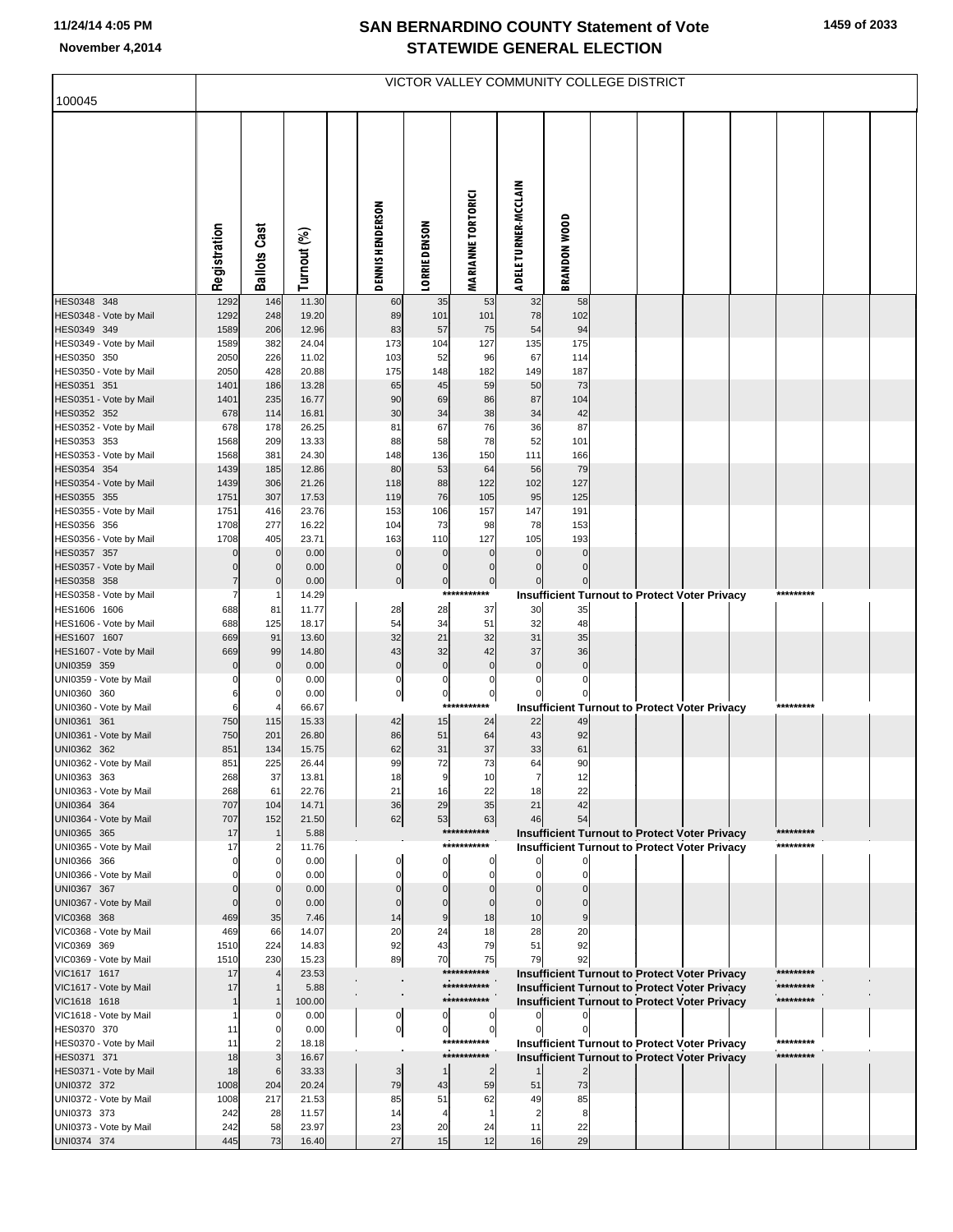# SAN BERNARDINO COUNTY Statement of Vote
## STATEWIDE GENERAL ELECTION

November 4,2014

100045

VICTOR VALLEY COMMUNITY COLLEGE DISTRICT

| | Registration | Ballots Cast | Turnout (%) | DENNIS HENDERSON | LORRIE DENSON | MARIANNE TORTORICI | ADELE TURNER-MCCLAIN | BRANDON WOOD |
|---|---|---|---|---|---|---|---|---|
| HES0348 348 | 1292 | 146 | 11.30 | 60 | 35 | 53 | 32 | 58 |
| HES0348 - Vote by Mail | 1292 | 248 | 19.20 | 89 | 101 | 101 | 78 | 102 |
| HES0349 349 | 1589 | 206 | 12.96 | 83 | 57 | 75 | 54 | 94 |
| HES0349 - Vote by Mail | 1589 | 382 | 24.04 | 173 | 104 | 127 | 135 | 175 |
| HES0350 350 | 2050 | 226 | 11.02 | 103 | 52 | 96 | 67 | 114 |
| HES0350 - Vote by Mail | 2050 | 428 | 20.88 | 175 | 148 | 182 | 149 | 187 |
| HES0351 351 | 1401 | 186 | 13.28 | 65 | 45 | 59 | 50 | 73 |
| HES0351 - Vote by Mail | 1401 | 235 | 16.77 | 90 | 69 | 86 | 87 | 104 |
| HES0352 352 | 678 | 114 | 16.81 | 30 | 34 | 38 | 34 | 42 |
| HES0352 - Vote by Mail | 678 | 178 | 26.25 | 81 | 67 | 76 | 36 | 87 |
| HES0353 353 | 1568 | 209 | 13.33 | 88 | 58 | 78 | 52 | 101 |
| HES0353 - Vote by Mail | 1568 | 381 | 24.30 | 148 | 136 | 150 | 111 | 166 |
| HES0354 354 | 1439 | 185 | 12.86 | 80 | 53 | 64 | 56 | 79 |
| HES0354 - Vote by Mail | 1439 | 306 | 21.26 | 118 | 88 | 122 | 102 | 127 |
| HES0355 355 | 1751 | 307 | 17.53 | 119 | 76 | 105 | 95 | 125 |
| HES0355 - Vote by Mail | 1751 | 416 | 23.76 | 153 | 106 | 157 | 147 | 191 |
| HES0356 356 | 1708 | 277 | 16.22 | 104 | 73 | 98 | 78 | 153 |
| HES0356 - Vote by Mail | 1708 | 405 | 23.71 | 163 | 110 | 127 | 105 | 193 |
| HES0357 357 | 0 | 0 | 0.00 | 0 | 0 | 0 | 0 | 0 |
| HES0357 - Vote by Mail | 0 | 0 | 0.00 | 0 | 0 | 0 | 0 | 0 |
| HES0358 358 | 7 | 0 | 0.00 | 0 | 0 | 0 | 0 | 0 |
| HES0358 - Vote by Mail | 7 | 1 | 14.29 | | | *********** | Insufficient Turnout to Protect Voter Privacy | ********* |
| HES1606 1606 | 688 | 81 | 11.77 | 28 | 28 | 37 | 30 | 35 |
| HES1606 - Vote by Mail | 688 | 125 | 18.17 | 54 | 34 | 51 | 32 | 48 |
| HES1607 1607 | 669 | 91 | 13.60 | 32 | 21 | 32 | 31 | 35 |
| HES1607 - Vote by Mail | 669 | 99 | 14.80 | 43 | 32 | 42 | 37 | 36 |
| UNI0359 359 | 0 | 0 | 0.00 | 0 | 0 | 0 | 0 | 0 |
| UNI0359 - Vote by Mail | 0 | 0 | 0.00 | 0 | 0 | 0 | 0 | 0 |
| UNI0360 360 | 6 | 0 | 0.00 | 0 | 0 | 0 | 0 | 0 |
| UNI0360 - Vote by Mail | 6 | 4 | 66.67 | | | *********** | Insufficient Turnout to Protect Voter Privacy | ********* |
| UNI0361 361 | 750 | 115 | 15.33 | 42 | 15 | 24 | 22 | 49 |
| UNI0361 - Vote by Mail | 750 | 201 | 26.80 | 86 | 51 | 64 | 43 | 92 |
| UNI0362 362 | 851 | 134 | 15.75 | 62 | 31 | 37 | 33 | 61 |
| UNI0362 - Vote by Mail | 851 | 225 | 26.44 | 99 | 72 | 73 | 64 | 90 |
| UNI0363 363 | 268 | 37 | 13.81 | 18 | 9 | 10 | 7 | 12 |
| UNI0363 - Vote by Mail | 268 | 61 | 22.76 | 21 | 16 | 22 | 18 | 22 |
| UNI0364 364 | 707 | 104 | 14.71 | 36 | 29 | 35 | 21 | 42 |
| UNI0364 - Vote by Mail | 707 | 152 | 21.50 | 62 | 53 | 63 | 46 | 54 |
| UNI0365 365 | 17 | 1 | 5.88 | | | *********** | Insufficient Turnout to Protect Voter Privacy | ********* |
| UNI0365 - Vote by Mail | 17 | 2 | 11.76 | | | *********** | Insufficient Turnout to Protect Voter Privacy | ********* |
| UNI0366 366 | 0 | 0 | 0.00 | 0 | 0 | 0 | 0 | 0 |
| UNI0366 - Vote by Mail | 0 | 0 | 0.00 | 0 | 0 | 0 | 0 | 0 |
| UNI0367 367 | 0 | 0 | 0.00 | 0 | 0 | 0 | 0 | 0 |
| UNI0367 - Vote by Mail | 0 | 0 | 0.00 | 0 | 0 | 0 | 0 | 0 |
| VIC0368 368 | 469 | 35 | 7.46 | 14 | 9 | 18 | 10 | 9 |
| VIC0368 - Vote by Mail | 469 | 66 | 14.07 | 20 | 24 | 18 | 28 | 20 |
| VIC0369 369 | 1510 | 224 | 14.83 | 92 | 43 | 79 | 51 | 92 |
| VIC0369 - Vote by Mail | 1510 | 230 | 15.23 | 89 | 70 | 75 | 79 | 92 |
| VIC1617 1617 | 17 | 4 | 23.53 | | | *********** | Insufficient Turnout to Protect Voter Privacy | ********* |
| VIC1617 - Vote by Mail | 17 | 1 | 5.88 | | | *********** | Insufficient Turnout to Protect Voter Privacy | ********* |
| VIC1618 1618 | 1 | 1 | 100.00 | | | *********** | Insufficient Turnout to Protect Voter Privacy | ********* |
| VIC1618 - Vote by Mail | 1 | 0 | 0.00 | 0 | 0 | 0 | 0 | 0 |
| HES0370 370 | 11 | 0 | 0.00 | 0 | 0 | 0 | 0 | 0 |
| HES0370 - Vote by Mail | 11 | 2 | 18.18 | | | *********** | Insufficient Turnout to Protect Voter Privacy | ********* |
| HES0371 371 | 18 | 3 | 16.67 | | | *********** | Insufficient Turnout to Protect Voter Privacy | ********* |
| HES0371 - Vote by Mail | 18 | 6 | 33.33 | 3 | 1 | 2 | 1 | 2 |
| UNI0372 372 | 1008 | 204 | 20.24 | 79 | 43 | 59 | 51 | 73 |
| UNI0372 - Vote by Mail | 1008 | 217 | 21.53 | 85 | 51 | 62 | 49 | 85 |
| UNI0373 373 | 242 | 28 | 11.57 | 14 | 4 | 1 | 2 | 8 |
| UNI0373 - Vote by Mail | 242 | 58 | 23.97 | 23 | 20 | 24 | 11 | 22 |
| UNI0374 374 | 445 | 73 | 16.40 | 27 | 15 | 12 | 16 | 29 |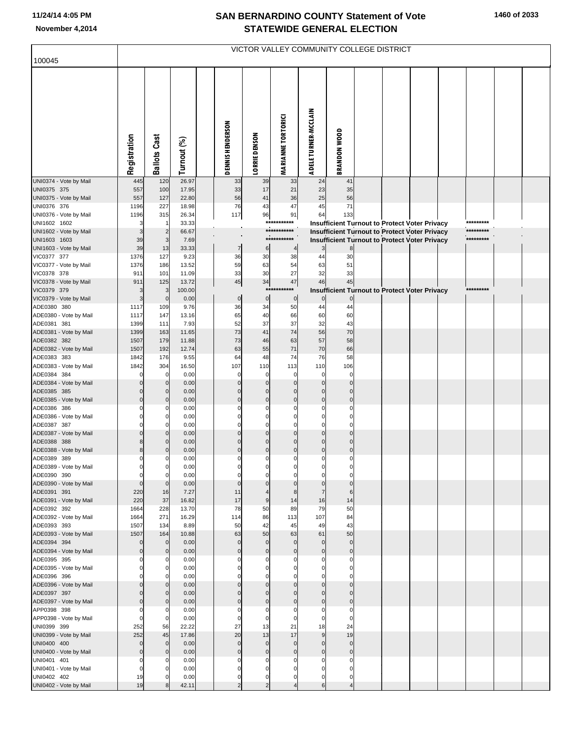# SAN BERNARDINO COUNTY Statement of Vote
# STATEWIDE GENERAL ELECTION

11/24/14 4:05 PM
November 4,2014

100045

## VICTOR VALLEY COMMUNITY COLLEGE DISTRICT

| | Registration | Ballots Cast | Turnout (%) | DENNIS HENDERSON | LORRIE DENSON | MARIANNE TORTORICI | ADELE TURNER-MCCLAIN | BRANDON WOOD |
|---|---|---|---|---|---|---|---|---|
| UNI0374 - Vote by Mail | 445 | 120 | 26.97 | 33 | 39 | 33 | 24 | 41 |
| UNI0375 375 | 557 | 100 | 17.95 | 33 | 17 | 21 | 23 | 35 |
| UNI0375 - Vote by Mail | 557 | 127 | 22.80 | 56 | 41 | 36 | 25 | 56 |
| UNI0376 376 | 1196 | 227 | 18.98 | 76 | 43 | 47 | 45 | 71 |
| UNI0376 - Vote by Mail | 1196 | 315 | 26.34 | 117 | 96 | 91 | 64 | 133 |
| UNI1602 1602 | 3 | 1 | 33.33 | *********** Insufficient Turnout to Protect Voter Privacy ********* | | | | |
| UNI1602 - Vote by Mail | 3 | 2 | 66.67 | *********** Insufficient Turnout to Protect Voter Privacy ********* | | | | |
| UNI1603 1603 | 39 | 3 | 7.69 | *********** Insufficient Turnout to Protect Voter Privacy ********* | | | | |
| UNI1603 - Vote by Mail | 39 | 13 | 33.33 | 7 | 6 | 4 | 3 | 8 |
| VIC0377 377 | 1376 | 127 | 9.23 | 36 | 30 | 38 | 44 | 30 |
| VIC0377 - Vote by Mail | 1376 | 186 | 13.52 | 59 | 63 | 54 | 63 | 51 |
| VIC0378 378 | 911 | 101 | 11.09 | 33 | 30 | 27 | 32 | 33 |
| VIC0378 - Vote by Mail | 911 | 125 | 13.72 | 45 | 34 | 47 | 46 | 45 |
| VIC0379 379 | 3 | 3 | 100.00 | *********** Insufficient Turnout to Protect Voter Privacy ********* | | | | |
| VIC0379 - Vote by Mail | 3 | 0 | 0.00 | 0 | 0 | 0 | 0 | 0 |
| ADE0380 380 | 1117 | 109 | 9.76 | 36 | 34 | 50 | 44 | 44 |
| ADE0380 - Vote by Mail | 1117 | 147 | 13.16 | 65 | 40 | 66 | 60 | 60 |
| ADE0381 381 | 1399 | 111 | 7.93 | 52 | 37 | 37 | 32 | 43 |
| ADE0381 - Vote by Mail | 1399 | 163 | 11.65 | 73 | 41 | 74 | 56 | 70 |
| ADE0382 382 | 1507 | 179 | 11.88 | 73 | 46 | 63 | 57 | 58 |
| ADE0382 - Vote by Mail | 1507 | 192 | 12.74 | 63 | 55 | 71 | 70 | 66 |
| ADE0383 383 | 1842 | 176 | 9.55 | 64 | 48 | 74 | 76 | 58 |
| ADE0383 - Vote by Mail | 1842 | 304 | 16.50 | 107 | 110 | 113 | 110 | 106 |
| ADE0384 384 | 0 | 0 | 0.00 | 0 | 0 | 0 | 0 | 0 |
| ADE0384 - Vote by Mail | 0 | 0 | 0.00 | 0 | 0 | 0 | 0 | 0 |
| ADE0385 385 | 0 | 0 | 0.00 | 0 | 0 | 0 | 0 | 0 |
| ADE0385 - Vote by Mail | 0 | 0 | 0.00 | 0 | 0 | 0 | 0 | 0 |
| ADE0386 386 | 0 | 0 | 0.00 | 0 | 0 | 0 | 0 | 0 |
| ADE0386 - Vote by Mail | 0 | 0 | 0.00 | 0 | 0 | 0 | 0 | 0 |
| ADE0387 387 | 0 | 0 | 0.00 | 0 | 0 | 0 | 0 | 0 |
| ADE0387 - Vote by Mail | 0 | 0 | 0.00 | 0 | 0 | 0 | 0 | 0 |
| ADE0388 388 | 8 | 0 | 0.00 | 0 | 0 | 0 | 0 | 0 |
| ADE0388 - Vote by Mail | 8 | 0 | 0.00 | 0 | 0 | 0 | 0 | 0 |
| ADE0389 389 | 0 | 0 | 0.00 | 0 | 0 | 0 | 0 | 0 |
| ADE0389 - Vote by Mail | 0 | 0 | 0.00 | 0 | 0 | 0 | 0 | 0 |
| ADE0390 390 | 0 | 0 | 0.00 | 0 | 0 | 0 | 0 | 0 |
| ADE0390 - Vote by Mail | 0 | 0 | 0.00 | 0 | 0 | 0 | 0 | 0 |
| ADE0391 391 | 220 | 16 | 7.27 | 11 | 4 | 8 | 7 | 6 |
| ADE0391 - Vote by Mail | 220 | 37 | 16.82 | 17 | 9 | 14 | 16 | 14 |
| ADE0392 392 | 1664 | 228 | 13.70 | 78 | 50 | 89 | 79 | 50 |
| ADE0392 - Vote by Mail | 1664 | 271 | 16.29 | 114 | 86 | 113 | 107 | 84 |
| ADE0393 393 | 1507 | 134 | 8.89 | 50 | 42 | 45 | 49 | 43 |
| ADE0393 - Vote by Mail | 1507 | 164 | 10.88 | 63 | 50 | 63 | 61 | 50 |
| ADE0394 394 | 0 | 0 | 0.00 | 0 | 0 | 0 | 0 | 0 |
| ADE0394 - Vote by Mail | 0 | 0 | 0.00 | 0 | 0 | 0 | 0 | 0 |
| ADE0395 395 | 0 | 0 | 0.00 | 0 | 0 | 0 | 0 | 0 |
| ADE0395 - Vote by Mail | 0 | 0 | 0.00 | 0 | 0 | 0 | 0 | 0 |
| ADE0396 396 | 0 | 0 | 0.00 | 0 | 0 | 0 | 0 | 0 |
| ADE0396 - Vote by Mail | 0 | 0 | 0.00 | 0 | 0 | 0 | 0 | 0 |
| ADE0397 397 | 0 | 0 | 0.00 | 0 | 0 | 0 | 0 | 0 |
| ADE0397 - Vote by Mail | 0 | 0 | 0.00 | 0 | 0 | 0 | 0 | 0 |
| APP0398 398 | 0 | 0 | 0.00 | 0 | 0 | 0 | 0 | 0 |
| APP0398 - Vote by Mail | 0 | 0 | 0.00 | 0 | 0 | 0 | 0 | 0 |
| UNI0399 399 | 252 | 56 | 22.22 | 27 | 13 | 21 | 18 | 24 |
| UNI0399 - Vote by Mail | 252 | 45 | 17.86 | 20 | 13 | 17 | 9 | 19 |
| UNI0400 400 | 0 | 0 | 0.00 | 0 | 0 | 0 | 0 | 0 |
| UNI0400 - Vote by Mail | 0 | 0 | 0.00 | 0 | 0 | 0 | 0 | 0 |
| UNI0401 401 | 0 | 0 | 0.00 | 0 | 0 | 0 | 0 | 0 |
| UNI0401 - Vote by Mail | 0 | 0 | 0.00 | 0 | 0 | 0 | 0 | 0 |
| UNI0402 402 | 19 | 0 | 0.00 | 0 | 0 | 0 | 0 | 0 |
| UNI0402 - Vote by Mail | 19 | 8 | 42.11 | 2 | 2 | 4 | 6 | 4 |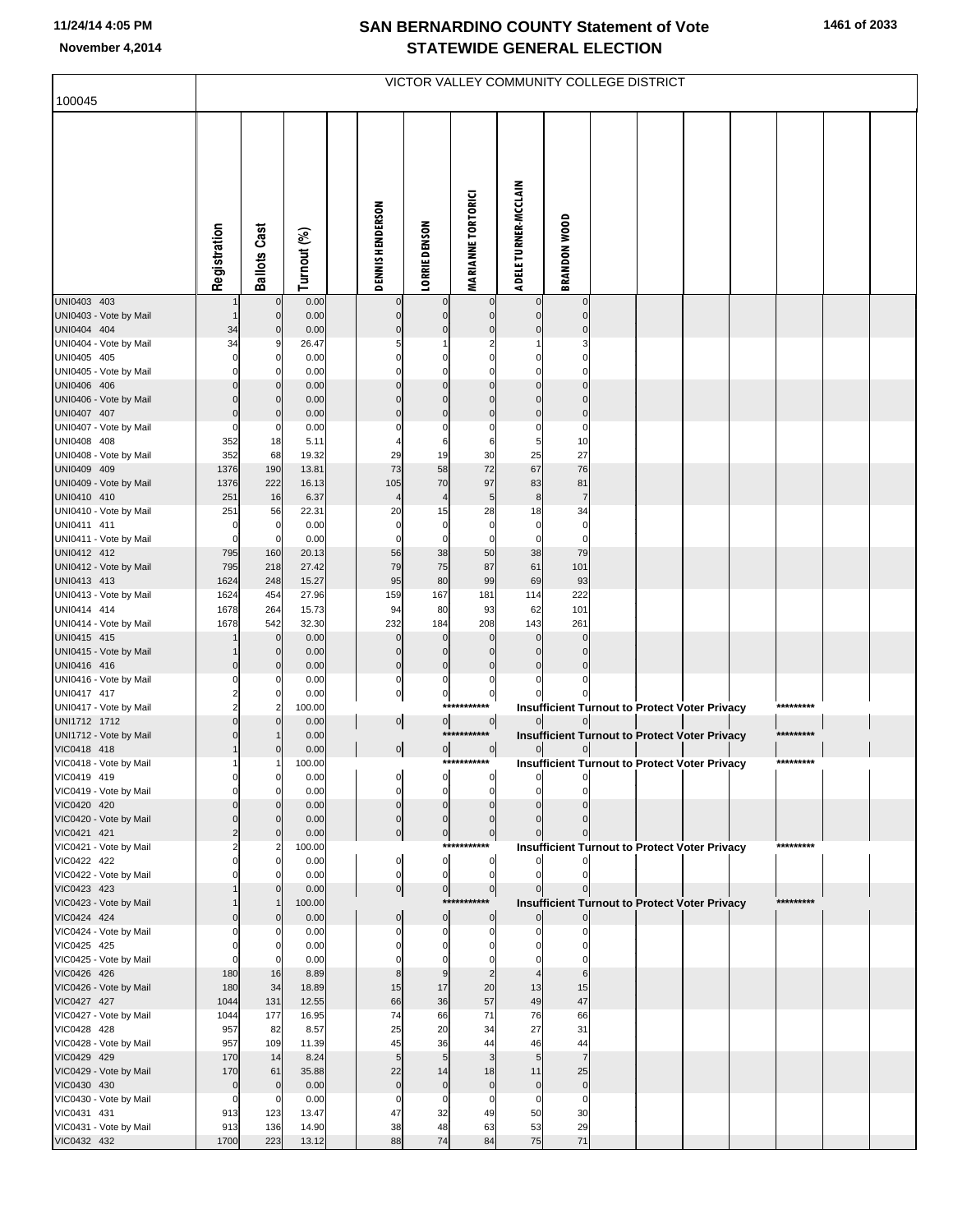# SAN BERNARDINO COUNTY Statement of Vote
## STATEWIDE GENERAL ELECTION

11/24/14 4:05 PM
November 4,2014

100045

VICTOR VALLEY COMMUNITY COLLEGE DISTRICT

| | Registration | Ballots Cast | Turnout (%) | DENNIS HENDERSON | LORRIE DENSON | MARIANNE TORTORICI | ADELE TURNER-MCCLAIN | BRANDON WOOD |
|---|---|---|---|---|---|---|---|---|
| UNI0403 403 | 1 | 0 | 0.00 | 0 | 0 | 0 | 0 | 0 |
| UNI0403 - Vote by Mail | 1 | 0 | 0.00 | 0 | 0 | 0 | 0 | 0 |
| UNI0404 404 | 34 | 0 | 0.00 | 0 | 0 | 0 | 0 | 0 |
| UNI0404 - Vote by Mail | 34 | 9 | 26.47 | 5 | 1 | 2 | 1 | 3 |
| UNI0405 405 | 0 | 0 | 0.00 | 0 | 0 | 0 | 0 | 0 |
| UNI0405 - Vote by Mail | 0 | 0 | 0.00 | 0 | 0 | 0 | 0 | 0 |
| UNI0406 406 | 0 | 0 | 0.00 | 0 | 0 | 0 | 0 | 0 |
| UNI0406 - Vote by Mail | 0 | 0 | 0.00 | 0 | 0 | 0 | 0 | 0 |
| UNI0407 407 | 0 | 0 | 0.00 | 0 | 0 | 0 | 0 | 0 |
| UNI0407 - Vote by Mail | 0 | 0 | 0.00 | 0 | 0 | 0 | 0 | 0 |
| UNI0408 408 | 352 | 18 | 5.11 | 4 | 6 | 6 | 5 | 10 |
| UNI0408 - Vote by Mail | 352 | 68 | 19.32 | 29 | 19 | 30 | 25 | 27 |
| UNI0409 409 | 1376 | 190 | 13.81 | 73 | 58 | 72 | 67 | 76 |
| UNI0409 - Vote by Mail | 1376 | 222 | 16.13 | 105 | 70 | 97 | 83 | 81 |
| UNI0410 410 | 251 | 16 | 6.37 | 4 | 4 | 5 | 8 | 7 |
| UNI0410 - Vote by Mail | 251 | 56 | 22.31 | 20 | 15 | 28 | 18 | 34 |
| UNI0411 411 | 0 | 0 | 0.00 | 0 | 0 | 0 | 0 | 0 |
| UNI0411 - Vote by Mail | 0 | 0 | 0.00 | 0 | 0 | 0 | 0 | 0 |
| UNI0412 412 | 795 | 160 | 20.13 | 56 | 38 | 50 | 38 | 79 |
| UNI0412 - Vote by Mail | 795 | 218 | 27.42 | 79 | 75 | 87 | 61 | 101 |
| UNI0413 413 | 1624 | 248 | 15.27 | 95 | 80 | 99 | 69 | 93 |
| UNI0413 - Vote by Mail | 1624 | 454 | 27.96 | 159 | 167 | 181 | 114 | 222 |
| UNI0414 414 | 1678 | 264 | 15.73 | 94 | 80 | 93 | 62 | 101 |
| UNI0414 - Vote by Mail | 1678 | 542 | 32.30 | 232 | 184 | 208 | 143 | 261 |
| UNI0415 415 | 1 | 0 | 0.00 | 0 | 0 | 0 | 0 | 0 |
| UNI0415 - Vote by Mail | 1 | 0 | 0.00 | 0 | 0 | 0 | 0 | 0 |
| UNI0416 416 | 0 | 0 | 0.00 | 0 | 0 | 0 | 0 | 0 |
| UNI0416 - Vote by Mail | 0 | 0 | 0.00 | 0 | 0 | 0 | 0 | 0 |
| UNI0417 417 | 2 | 0 | 0.00 | 0 | 0 | 0 | 0 | 0 |
| UNI0417 - Vote by Mail | 2 | 2 | 100.00 | | | *********** | Insufficient Turnout to Protect Voter Privacy | ********* |
| UNI1712 1712 | 0 | 0 | 0.00 | 0 | 0 | 0 | 0 | 0 |
| UNI1712 - Vote by Mail | 0 | 1 | 0.00 | | | *********** | Insufficient Turnout to Protect Voter Privacy | ********* |
| VIC0418 418 | 1 | 0 | 0.00 | 0 | 0 | 0 | 0 | 0 |
| VIC0418 - Vote by Mail | 1 | 1 | 100.00 | | | *********** | Insufficient Turnout to Protect Voter Privacy | ********* |
| VIC0419 419 | 0 | 0 | 0.00 | 0 | 0 | 0 | 0 | 0 |
| VIC0419 - Vote by Mail | 0 | 0 | 0.00 | 0 | 0 | 0 | 0 | 0 |
| VIC0420 420 | 0 | 0 | 0.00 | 0 | 0 | 0 | 0 | 0 |
| VIC0420 - Vote by Mail | 0 | 0 | 0.00 | 0 | 0 | 0 | 0 | 0 |
| VIC0421 421 | 2 | 0 | 0.00 | 0 | 0 | 0 | 0 | 0 |
| VIC0421 - Vote by Mail | 2 | 2 | 100.00 | | | *********** | Insufficient Turnout to Protect Voter Privacy | ********* |
| VIC0422 422 | 0 | 0 | 0.00 | 0 | 0 | 0 | 0 | 0 |
| VIC0422 - Vote by Mail | 0 | 0 | 0.00 | 0 | 0 | 0 | 0 | 0 |
| VIC0423 423 | 1 | 0 | 0.00 | 0 | 0 | 0 | 0 | 0 |
| VIC0423 - Vote by Mail | 1 | 1 | 100.00 | | | *********** | Insufficient Turnout to Protect Voter Privacy | ********* |
| VIC0424 424 | 0 | 0 | 0.00 | 0 | 0 | 0 | 0 | 0 |
| VIC0424 - Vote by Mail | 0 | 0 | 0.00 | 0 | 0 | 0 | 0 | 0 |
| VIC0425 425 | 0 | 0 | 0.00 | 0 | 0 | 0 | 0 | 0 |
| VIC0425 - Vote by Mail | 0 | 0 | 0.00 | 0 | 0 | 0 | 0 | 0 |
| VIC0426 426 | 180 | 16 | 8.89 | 8 | 9 | 2 | 4 | 6 |
| VIC0426 - Vote by Mail | 180 | 34 | 18.89 | 15 | 17 | 20 | 13 | 15 |
| VIC0427 427 | 1044 | 131 | 12.55 | 66 | 36 | 57 | 49 | 47 |
| VIC0427 - Vote by Mail | 1044 | 177 | 16.95 | 74 | 66 | 71 | 76 | 66 |
| VIC0428 428 | 957 | 82 | 8.57 | 25 | 20 | 34 | 27 | 31 |
| VIC0428 - Vote by Mail | 957 | 109 | 11.39 | 45 | 36 | 44 | 46 | 44 |
| VIC0429 429 | 170 | 14 | 8.24 | 5 | 5 | 3 | 5 | 7 |
| VIC0429 - Vote by Mail | 170 | 61 | 35.88 | 22 | 14 | 18 | 11 | 25 |
| VIC0430 430 | 0 | 0 | 0.00 | 0 | 0 | 0 | 0 | 0 |
| VIC0430 - Vote by Mail | 0 | 0 | 0.00 | 0 | 0 | 0 | 0 | 0 |
| VIC0431 431 | 913 | 123 | 13.47 | 47 | 32 | 49 | 50 | 30 |
| VIC0431 - Vote by Mail | 913 | 136 | 14.90 | 38 | 48 | 63 | 53 | 29 |
| VIC0432 432 | 1700 | 223 | 13.12 | 88 | 74 | 84 | 75 | 71 |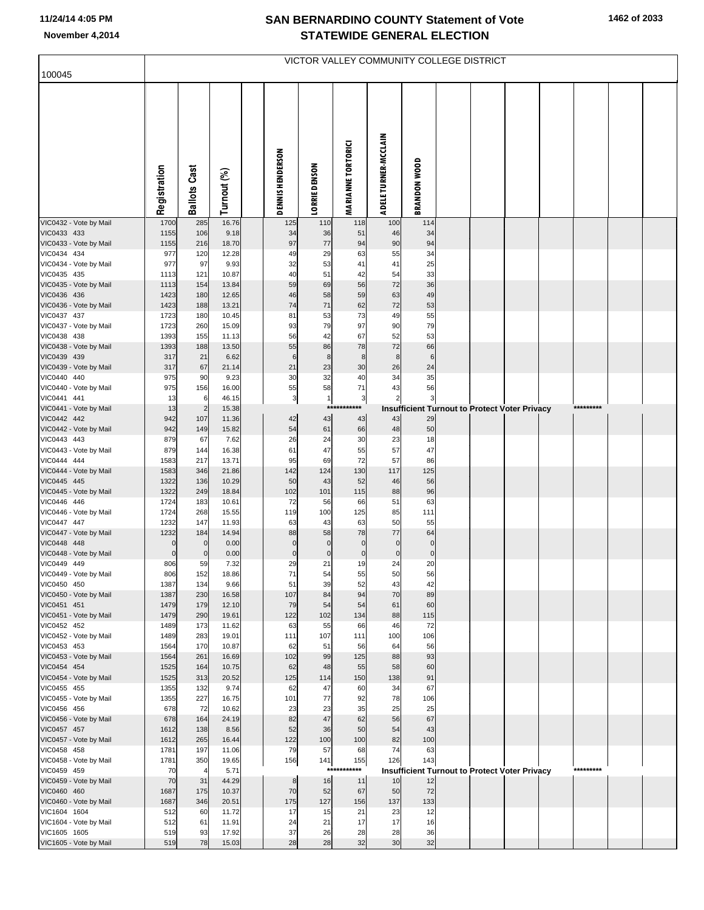# SAN BERNARDINO COUNTY Statement of Vote
## STATEWIDE GENERAL ELECTION

November 4,2014

100045

VICTOR VALLEY COMMUNITY COLLEGE DISTRICT

| | Registration | Ballots Cast | Turnout (%) | DENNIS HENDERSON | LORRIE DENSON | MARIANNE TORTORICI | ADELE TURNER-MCCLAIN | BRANDON WOOD |
|---|---|---|---|---|---|---|---|---|
| VIC0432 - Vote by Mail | 1700 | 285 | 16.76 | 125 | 110 | 118 | 100 | 114 |
| VIC0433 433 | 1155 | 106 | 9.18 | 34 | 36 | 51 | 46 | 34 |
| VIC0433 - Vote by Mail | 1155 | 216 | 18.70 | 97 | 77 | 94 | 90 | 94 |
| VIC0434 434 | 977 | 120 | 12.28 | 49 | 29 | 63 | 55 | 34 |
| VIC0434 - Vote by Mail | 977 | 97 | 9.93 | 32 | 53 | 41 | 41 | 25 |
| VIC0435 435 | 1113 | 121 | 10.87 | 40 | 51 | 42 | 54 | 33 |
| VIC0435 - Vote by Mail | 1113 | 154 | 13.84 | 59 | 69 | 56 | 72 | 36 |
| VIC0436 436 | 1423 | 180 | 12.65 | 46 | 58 | 59 | 63 | 49 |
| VIC0436 - Vote by Mail | 1423 | 188 | 13.21 | 74 | 71 | 62 | 72 | 53 |
| VIC0437 437 | 1723 | 180 | 10.45 | 81 | 53 | 73 | 49 | 55 |
| VIC0437 - Vote by Mail | 1723 | 260 | 15.09 | 93 | 79 | 97 | 90 | 79 |
| VIC0438 438 | 1393 | 155 | 11.13 | 56 | 42 | 67 | 52 | 53 |
| VIC0438 - Vote by Mail | 1393 | 188 | 13.50 | 55 | 86 | 78 | 72 | 66 |
| VIC0439 439 | 317 | 21 | 6.62 | 6 | 8 | 8 | 8 | 6 |
| VIC0439 - Vote by Mail | 317 | 67 | 21.14 | 21 | 23 | 30 | 26 | 24 |
| VIC0440 440 | 975 | 90 | 9.23 | 30 | 32 | 40 | 34 | 35 |
| VIC0440 - Vote by Mail | 975 | 156 | 16.00 | 55 | 58 | 71 | 43 | 56 |
| VIC0441 441 | 13 | 6 | 46.15 | 3 | 1 | 3 | 2 | 3 |
| VIC0441 - Vote by Mail | 13 | 2 | 15.38 | | | *********** | Insufficient Turnout to Protect Voter Privacy | ********* |
| VIC0442 442 | 942 | 107 | 11.36 | 42 | 43 | 43 | 43 | 29 |
| VIC0442 - Vote by Mail | 942 | 149 | 15.82 | 54 | 61 | 66 | 48 | 50 |
| VIC0443 443 | 879 | 67 | 7.62 | 26 | 24 | 30 | 23 | 18 |
| VIC0443 - Vote by Mail | 879 | 144 | 16.38 | 61 | 47 | 55 | 57 | 47 |
| VIC0444 444 | 1583 | 217 | 13.71 | 95 | 69 | 72 | 57 | 86 |
| VIC0444 - Vote by Mail | 1583 | 346 | 21.86 | 142 | 124 | 130 | 117 | 125 |
| VIC0445 445 | 1322 | 136 | 10.29 | 50 | 43 | 52 | 46 | 56 |
| VIC0445 - Vote by Mail | 1322 | 249 | 18.84 | 102 | 101 | 115 | 88 | 96 |
| VIC0446 446 | 1724 | 183 | 10.61 | 72 | 56 | 66 | 51 | 63 |
| VIC0446 - Vote by Mail | 1724 | 268 | 15.55 | 119 | 100 | 125 | 85 | 111 |
| VIC0447 447 | 1232 | 147 | 11.93 | 63 | 43 | 63 | 50 | 55 |
| VIC0447 - Vote by Mail | 1232 | 184 | 14.94 | 88 | 58 | 78 | 77 | 64 |
| VIC0448 448 | 0 | 0 | 0.00 | 0 | 0 | 0 | 0 | 0 |
| VIC0448 - Vote by Mail | 0 | 0 | 0.00 | 0 | 0 | 0 | 0 | 0 |
| VIC0449 449 | 806 | 59 | 7.32 | 29 | 21 | 19 | 24 | 20 |
| VIC0449 - Vote by Mail | 806 | 152 | 18.86 | 71 | 54 | 55 | 50 | 56 |
| VIC0450 450 | 1387 | 134 | 9.66 | 51 | 39 | 52 | 43 | 42 |
| VIC0450 - Vote by Mail | 1387 | 230 | 16.58 | 107 | 84 | 94 | 70 | 89 |
| VIC0451 451 | 1479 | 179 | 12.10 | 79 | 54 | 54 | 61 | 60 |
| VIC0451 - Vote by Mail | 1479 | 290 | 19.61 | 122 | 102 | 134 | 88 | 115 |
| VIC0452 452 | 1489 | 173 | 11.62 | 63 | 55 | 66 | 46 | 72 |
| VIC0452 - Vote by Mail | 1489 | 283 | 19.01 | 111 | 107 | 111 | 100 | 106 |
| VIC0453 453 | 1564 | 170 | 10.87 | 62 | 51 | 56 | 64 | 56 |
| VIC0453 - Vote by Mail | 1564 | 261 | 16.69 | 102 | 99 | 125 | 88 | 93 |
| VIC0454 454 | 1525 | 164 | 10.75 | 62 | 48 | 55 | 58 | 60 |
| VIC0454 - Vote by Mail | 1525 | 313 | 20.52 | 125 | 114 | 150 | 138 | 91 |
| VIC0455 455 | 1355 | 132 | 9.74 | 62 | 47 | 60 | 34 | 67 |
| VIC0455 - Vote by Mail | 1355 | 227 | 16.75 | 101 | 77 | 92 | 78 | 106 |
| VIC0456 456 | 678 | 72 | 10.62 | 23 | 23 | 35 | 25 | 25 |
| VIC0456 - Vote by Mail | 678 | 164 | 24.19 | 82 | 47 | 62 | 56 | 67 |
| VIC0457 457 | 1612 | 138 | 8.56 | 52 | 36 | 50 | 54 | 43 |
| VIC0457 - Vote by Mail | 1612 | 265 | 16.44 | 122 | 100 | 100 | 82 | 100 |
| VIC0458 458 | 1781 | 197 | 11.06 | 79 | 57 | 68 | 74 | 63 |
| VIC0458 - Vote by Mail | 1781 | 350 | 19.65 | 156 | 141 | 155 | 126 | 143 |
| VIC0459 459 | 70 | 4 | 5.71 | | | *********** | Insufficient Turnout to Protect Voter Privacy | ********* |
| VIC0459 - Vote by Mail | 70 | 31 | 44.29 | 8 | 16 | 11 | 10 | 12 |
| VIC0460 460 | 1687 | 175 | 10.37 | 70 | 52 | 67 | 50 | 72 |
| VIC0460 - Vote by Mail | 1687 | 346 | 20.51 | 175 | 127 | 156 | 137 | 133 |
| VIC1604 1604 | 512 | 60 | 11.72 | 17 | 15 | 21 | 23 | 12 |
| VIC1604 - Vote by Mail | 512 | 61 | 11.91 | 24 | 21 | 17 | 17 | 16 |
| VIC1605 1605 | 519 | 93 | 17.92 | 37 | 26 | 28 | 28 | 36 |
| VIC1605 - Vote by Mail | 519 | 78 | 15.03 | 28 | 28 | 32 | 30 | 32 |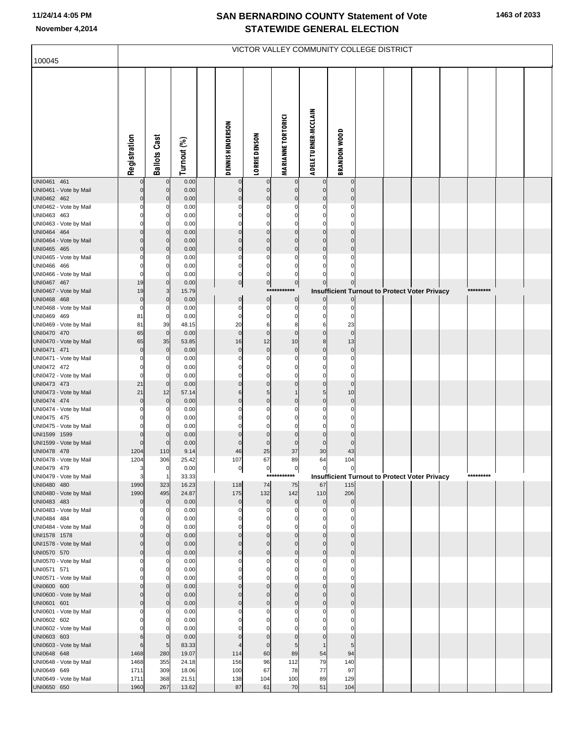# SAN BERNARDINO COUNTY Statement of Vote
## STATEWIDE GENERAL ELECTION

November 4,2014

100045

VICTOR VALLEY COMMUNITY COLLEGE DISTRICT

| | Registration | Ballots Cast | Turnout (%) | DENNIS HENDERSON | LORRIE DENSON | MARIANNE TORTORICI | ADELE TURNER-MCCLAIN | BRANDON WOOD |
|---|---|---|---|---|---|---|---|---|
| UNI0461 461 | 0 | 0 | 0.00 | 0 | 0 | 0 | 0 | 0 |
| UNI0461 - Vote by Mail | 0 | 0 | 0.00 | 0 | 0 | 0 | 0 | 0 |
| UNI0462 462 | 0 | 0 | 0.00 | 0 | 0 | 0 | 0 | 0 |
| UNI0462 - Vote by Mail | 0 | 0 | 0.00 | 0 | 0 | 0 | 0 | 0 |
| UNI0463 463 | 0 | 0 | 0.00 | 0 | 0 | 0 | 0 | 0 |
| UNI0463 - Vote by Mail | 0 | 0 | 0.00 | 0 | 0 | 0 | 0 | 0 |
| UNI0464 464 | 0 | 0 | 0.00 | 0 | 0 | 0 | 0 | 0 |
| UNI0464 - Vote by Mail | 0 | 0 | 0.00 | 0 | 0 | 0 | 0 | 0 |
| UNI0465 465 | 0 | 0 | 0.00 | 0 | 0 | 0 | 0 | 0 |
| UNI0465 - Vote by Mail | 0 | 0 | 0.00 | 0 | 0 | 0 | 0 | 0 |
| UNI0466 466 | 0 | 0 | 0.00 | 0 | 0 | 0 | 0 | 0 |
| UNI0466 - Vote by Mail | 0 | 0 | 0.00 | 0 | 0 | 0 | 0 | 0 |
| UNI0467 467 | 19 | 0 | 0.00 | 0 | 0 | 0 | 0 | 0 |
| UNI0467 - Vote by Mail | 19 | 3 | 15.79 | *********** Insufficient Turnout to Protect Voter Privacy ********* | | | | |
| UNI0468 468 | 0 | 0 | 0.00 | 0 | 0 | 0 | 0 | 0 |
| UNI0468 - Vote by Mail | 0 | 0 | 0.00 | 0 | 0 | 0 | 0 | 0 |
| UNI0469 469 | 81 | 0 | 0.00 | 0 | 0 | 0 | 0 | 0 |
| UNI0469 - Vote by Mail | 81 | 39 | 48.15 | 20 | 6 | 8 | 6 | 23 |
| UNI0470 470 | 65 | 0 | 0.00 | 0 | 0 | 0 | 0 | 0 |
| UNI0470 - Vote by Mail | 65 | 35 | 53.85 | 16 | 12 | 10 | 8 | 13 |
| UNI0471 471 | 0 | 0 | 0.00 | 0 | 0 | 0 | 0 | 0 |
| UNI0471 - Vote by Mail | 0 | 0 | 0.00 | 0 | 0 | 0 | 0 | 0 |
| UNI0472 472 | 0 | 0 | 0.00 | 0 | 0 | 0 | 0 | 0 |
| UNI0472 - Vote by Mail | 0 | 0 | 0.00 | 0 | 0 | 0 | 0 | 0 |
| UNI0473 473 | 21 | 0 | 0.00 | 0 | 0 | 0 | 0 | 0 |
| UNI0473 - Vote by Mail | 21 | 12 | 57.14 | 6 | 5 | 1 | 5 | 10 |
| UNI0474 474 | 0 | 0 | 0.00 | 0 | 0 | 0 | 0 | 0 |
| UNI0474 - Vote by Mail | 0 | 0 | 0.00 | 0 | 0 | 0 | 0 | 0 |
| UNI0475 475 | 0 | 0 | 0.00 | 0 | 0 | 0 | 0 | 0 |
| UNI0475 - Vote by Mail | 0 | 0 | 0.00 | 0 | 0 | 0 | 0 | 0 |
| UNI1599 1599 | 0 | 0 | 0.00 | 0 | 0 | 0 | 0 | 0 |
| UNI1599 - Vote by Mail | 0 | 0 | 0.00 | 0 | 0 | 0 | 0 | 0 |
| UNI0478 478 | 1204 | 110 | 9.14 | 46 | 25 | 37 | 30 | 43 |
| UNI0478 - Vote by Mail | 1204 | 306 | 25.42 | 107 | 67 | 89 | 64 | 104 |
| UNI0479 479 | 3 | 0 | 0.00 | 0 | 0 | 0 | 0 | 0 |
| UNI0479 - Vote by Mail | 3 | 1 | 33.33 | *********** Insufficient Turnout to Protect Voter Privacy ********* | | | | |
| UNI0480 480 | 1990 | 323 | 16.23 | 118 | 74 | 75 | 67 | 115 |
| UNI0480 - Vote by Mail | 1990 | 495 | 24.87 | 175 | 132 | 142 | 110 | 206 |
| UNI0483 483 | 0 | 0 | 0.00 | 0 | 0 | 0 | 0 | 0 |
| UNI0483 - Vote by Mail | 0 | 0 | 0.00 | 0 | 0 | 0 | 0 | 0 |
| UNI0484 484 | 0 | 0 | 0.00 | 0 | 0 | 0 | 0 | 0 |
| UNI0484 - Vote by Mail | 0 | 0 | 0.00 | 0 | 0 | 0 | 0 | 0 |
| UNI1578 1578 | 0 | 0 | 0.00 | 0 | 0 | 0 | 0 | 0 |
| UNI1578 - Vote by Mail | 0 | 0 | 0.00 | 0 | 0 | 0 | 0 | 0 |
| UNI0570 570 | 0 | 0 | 0.00 | 0 | 0 | 0 | 0 | 0 |
| UNI0570 - Vote by Mail | 0 | 0 | 0.00 | 0 | 0 | 0 | 0 | 0 |
| UNI0571 571 | 0 | 0 | 0.00 | 0 | 0 | 0 | 0 | 0 |
| UNI0571 - Vote by Mail | 0 | 0 | 0.00 | 0 | 0 | 0 | 0 | 0 |
| UNI0600 600 | 0 | 0 | 0.00 | 0 | 0 | 0 | 0 | 0 |
| UNI0600 - Vote by Mail | 0 | 0 | 0.00 | 0 | 0 | 0 | 0 | 0 |
| UNI0601 601 | 0 | 0 | 0.00 | 0 | 0 | 0 | 0 | 0 |
| UNI0601 - Vote by Mail | 0 | 0 | 0.00 | 0 | 0 | 0 | 0 | 0 |
| UNI0602 602 | 0 | 0 | 0.00 | 0 | 0 | 0 | 0 | 0 |
| UNI0602 - Vote by Mail | 0 | 0 | 0.00 | 0 | 0 | 0 | 0 | 0 |
| UNI0603 603 | 6 | 0 | 0.00 | 0 | 0 | 0 | 0 | 0 |
| UNI0603 - Vote by Mail | 6 | 5 | 83.33 | 4 | 0 | 5 | 1 | 5 |
| UNI0648 648 | 1468 | 280 | 19.07 | 114 | 60 | 89 | 54 | 94 |
| UNI0648 - Vote by Mail | 1468 | 355 | 24.18 | 156 | 96 | 112 | 79 | 140 |
| UNI0649 649 | 1711 | 309 | 18.06 | 100 | 67 | 78 | 77 | 97 |
| UNI0649 - Vote by Mail | 1711 | 368 | 21.51 | 138 | 104 | 100 | 89 | 129 |
| UNI0650 650 | 1960 | 267 | 13.62 | 87 | 61 | 70 | 51 | 104 |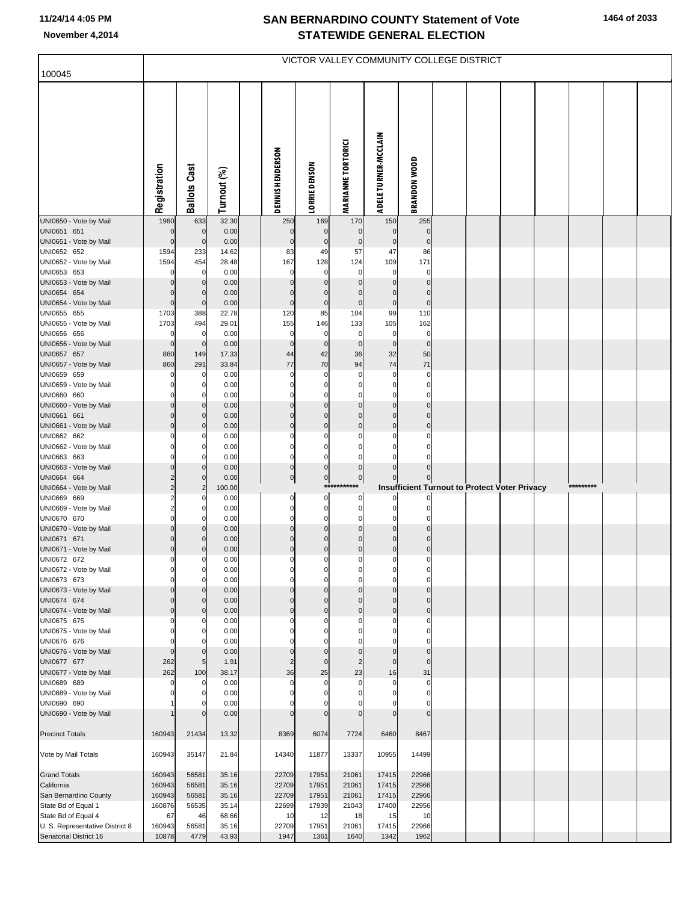# SAN BERNARDINO COUNTY Statement of Vote
## STATEWIDE GENERAL ELECTION

November 4,2014

100045

VICTOR VALLEY COMMUNITY COLLEGE DISTRICT

| | Registration | Ballots Cast | Turnout (%) | | DENNIS HENDERSON | LORRIE DENSON | MARIANNE TORTORICI | ADELE TURNER-MCCLAIN | BRANDON WOOD |
|---|---|---|---|---|---|---|---|---|---|
| UNI0650 - Vote by Mail | 1960 | 633 | 32.30 | | 250 | 169 | 170 | 150 | 255 |
| UNI0651 651 | 0 | 0 | 0.00 | | 0 | 0 | 0 | 0 | 0 |
| UNI0651 - Vote by Mail | 0 | 0 | 0.00 | | 0 | 0 | 0 | 0 | 0 |
| UNI0652 652 | 1594 | 233 | 14.62 | | 83 | 49 | 57 | 47 | 86 |
| UNI0652 - Vote by Mail | 1594 | 454 | 28.48 | | 167 | 128 | 124 | 109 | 171 |
| UNI0653 653 | 0 | 0 | 0.00 | | 0 | 0 | 0 | 0 | 0 |
| UNI0653 - Vote by Mail | 0 | 0 | 0.00 | | 0 | 0 | 0 | 0 | 0 |
| UNI0654 654 | 0 | 0 | 0.00 | | 0 | 0 | 0 | 0 | 0 |
| UNI0654 - Vote by Mail | 0 | 0 | 0.00 | | 0 | 0 | 0 | 0 | 0 |
| UNI0655 655 | 1703 | 388 | 22.78 | | 120 | 85 | 104 | 99 | 110 |
| UNI0655 - Vote by Mail | 1703 | 494 | 29.01 | | 155 | 146 | 133 | 105 | 162 |
| UNI0656 656 | 0 | 0 | 0.00 | | 0 | 0 | 0 | 0 | 0 |
| UNI0656 - Vote by Mail | 0 | 0 | 0.00 | | 0 | 0 | 0 | 0 | 0 |
| UNI0657 657 | 860 | 149 | 17.33 | | 44 | 42 | 36 | 32 | 50 |
| UNI0657 - Vote by Mail | 860 | 291 | 33.84 | | 77 | 70 | 94 | 74 | 71 |
| UNI0659 659 | 0 | 0 | 0.00 | | 0 | 0 | 0 | 0 | 0 |
| UNI0659 - Vote by Mail | 0 | 0 | 0.00 | | 0 | 0 | 0 | 0 | 0 |
| UNI0660 660 | 0 | 0 | 0.00 | | 0 | 0 | 0 | 0 | 0 |
| UNI0660 - Vote by Mail | 0 | 0 | 0.00 | | 0 | 0 | 0 | 0 | 0 |
| UNI0661 661 | 0 | 0 | 0.00 | | 0 | 0 | 0 | 0 | 0 |
| UNI0661 - Vote by Mail | 0 | 0 | 0.00 | | 0 | 0 | 0 | 0 | 0 |
| UNI0662 662 | 0 | 0 | 0.00 | | 0 | 0 | 0 | 0 | 0 |
| UNI0662 - Vote by Mail | 0 | 0 | 0.00 | | 0 | 0 | 0 | 0 | 0 |
| UNI0663 663 | 0 | 0 | 0.00 | | 0 | 0 | 0 | 0 | 0 |
| UNI0663 - Vote by Mail | 0 | 0 | 0.00 | | 0 | 0 | 0 | 0 | 0 |
| UNI0664 664 | 2 | 0 | 0.00 | | 0 | 0 | 0 | 0 | 0 |
| UNI0664 - Vote by Mail | 2 | 2 | 100.00 | | | | *********** | **Insufficient Turnout to Protect Voter Privacy** | ********* |
| UNI0669 669 | 2 | 0 | 0.00 | | 0 | 0 | 0 | 0 | 0 |
| UNI0669 - Vote by Mail | 2 | 0 | 0.00 | | 0 | 0 | 0 | 0 | 0 |
| UNI0670 670 | 0 | 0 | 0.00 | | 0 | 0 | 0 | 0 | 0 |
| UNI0670 - Vote by Mail | 0 | 0 | 0.00 | | 0 | 0 | 0 | 0 | 0 |
| UNI0671 671 | 0 | 0 | 0.00 | | 0 | 0 | 0 | 0 | 0 |
| UNI0671 - Vote by Mail | 0 | 0 | 0.00 | | 0 | 0 | 0 | 0 | 0 |
| UNI0672 672 | 0 | 0 | 0.00 | | 0 | 0 | 0 | 0 | 0 |
| UNI0672 - Vote by Mail | 0 | 0 | 0.00 | | 0 | 0 | 0 | 0 | 0 |
| UNI0673 673 | 0 | 0 | 0.00 | | 0 | 0 | 0 | 0 | 0 |
| UNI0673 - Vote by Mail | 0 | 0 | 0.00 | | 0 | 0 | 0 | 0 | 0 |
| UNI0674 674 | 0 | 0 | 0.00 | | 0 | 0 | 0 | 0 | 0 |
| UNI0674 - Vote by Mail | 0 | 0 | 0.00 | | 0 | 0 | 0 | 0 | 0 |
| UNI0675 675 | 0 | 0 | 0.00 | | 0 | 0 | 0 | 0 | 0 |
| UNI0675 - Vote by Mail | 0 | 0 | 0.00 | | 0 | 0 | 0 | 0 | 0 |
| UNI0676 676 | 0 | 0 | 0.00 | | 0 | 0 | 0 | 0 | 0 |
| UNI0676 - Vote by Mail | 0 | 0 | 0.00 | | 0 | 0 | 0 | 0 | 0 |
| UNI0677 677 | 262 | 5 | 1.91 | | 2 | 0 | 2 | 0 | 0 |
| UNI0677 - Vote by Mail | 262 | 100 | 38.17 | | 36 | 25 | 23 | 16 | 31 |
| UNI0689 689 | 0 | 0 | 0.00 | | 0 | 0 | 0 | 0 | 0 |
| UNI0689 - Vote by Mail | 0 | 0 | 0.00 | | 0 | 0 | 0 | 0 | 0 |
| UNI0690 690 | 1 | 0 | 0.00 | | 0 | 0 | 0 | 0 | 0 |
| UNI0690 - Vote by Mail | 1 | 0 | 0.00 | | 0 | 0 | 0 | 0 | 0 |
| Precinct Totals | 160943 | 21434 | 13.32 | | 8369 | 6074 | 7724 | 6460 | 8467 |
| Vote by Mail Totals | 160943 | 35147 | 21.84 | | 14340 | 11877 | 13337 | 10955 | 14499 |
| Grand Totals | 160943 | 56581 | 35.16 | | 22709 | 17951 | 21061 | 17415 | 22966 |
| California | 160943 | 56581 | 35.16 | | 22709 | 17951 | 21061 | 17415 | 22966 |
| San Bernardino County | 160943 | 56581 | 35.16 | | 22709 | 17951 | 21061 | 17415 | 22966 |
| State Bd of Equal 1 | 160876 | 56535 | 35.14 | | 22699 | 17939 | 21043 | 17400 | 22956 |
| State Bd of Equal 4 | 67 | 46 | 68.66 | | 10 | 12 | 18 | 15 | 10 |
| U. S. Representative District 8 | 160943 | 56581 | 35.16 | | 22709 | 17951 | 21061 | 17415 | 22966 |
| Senatorial District 16 | 10878 | 4779 | 43.93 | | 1947 | 1361 | 1640 | 1342 | 1962 |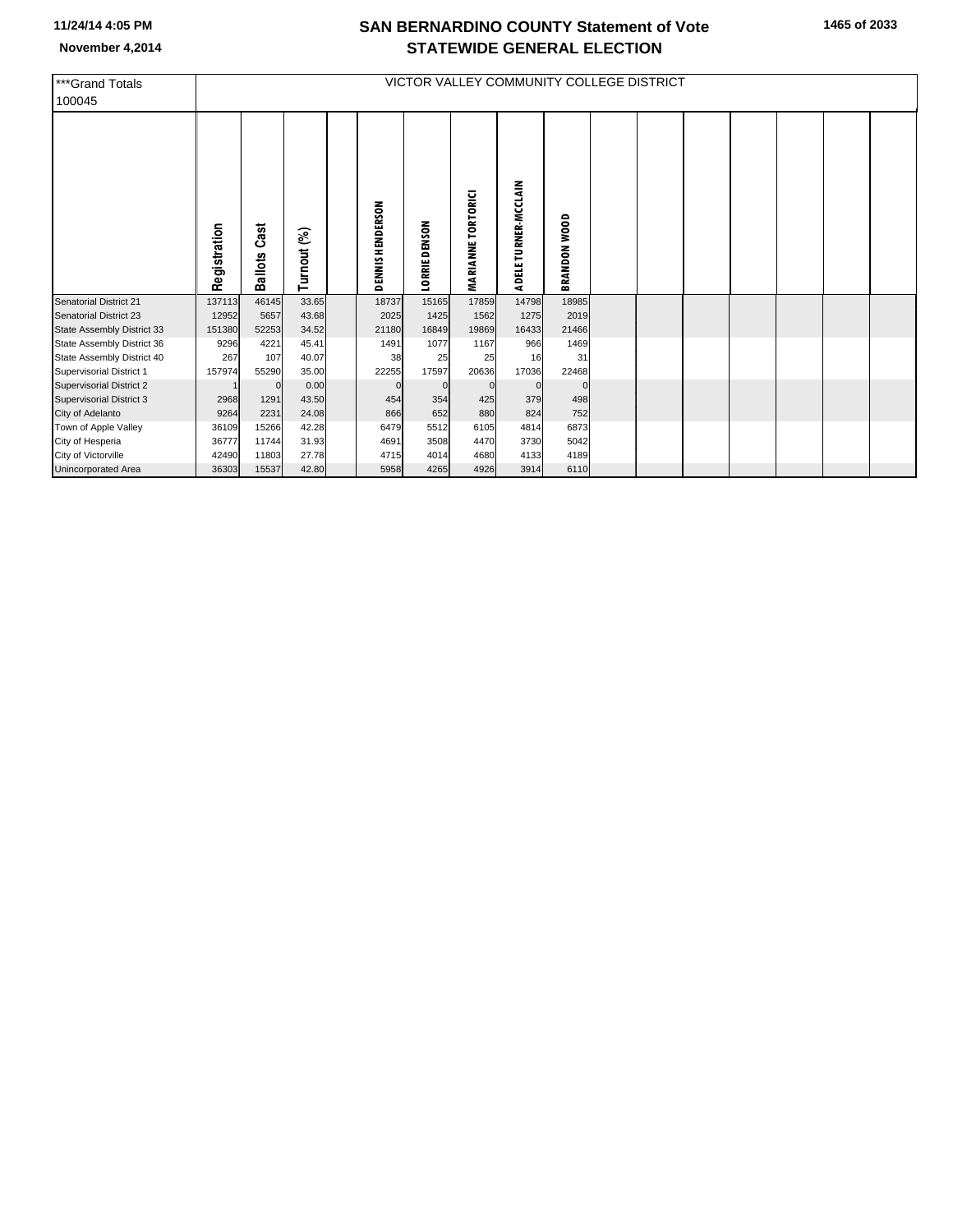# SAN BERNARDINO COUNTY Statement of Vote

## STATEWIDE GENERAL ELECTION

11/24/14 4:05 PM

November 4,2014

***Grand Totals
100045

VICTOR VALLEY COMMUNITY COLLEGE DISTRICT

| | Registration | Ballots Cast | Turnout (%) | | DENNIS HENDERSON | LORRIE DENSON | MARIANNE TORTORICI | ADELE TURNER-MCCLAIN | BRANDON WOOD |
|---|---|---|---|---|---|---|---|---|---|
| Senatorial District 21 | 137113 | 46145 | 33.65 | | 18737 | 15165 | 17859 | 14798 | 18985 |
| Senatorial District 23 | 12952 | 5657 | 43.68 | | 2025 | 1425 | 1562 | 1275 | 2019 |
| State Assembly District 33 | 151380 | 52253 | 34.52 | | 21180 | 16849 | 19869 | 16433 | 21466 |
| State Assembly District 36 | 9296 | 4221 | 45.41 | | 1491 | 1077 | 1167 | 966 | 1469 |
| State Assembly District 40 | 267 | 107 | 40.07 | | 38 | 25 | 25 | 16 | 31 |
| Supervisorial District 1 | 157974 | 55290 | 35.00 | | 22255 | 17597 | 20636 | 17036 | 22468 |
| Supervisorial District 2 | 1 | 0 | 0.00 | | 0 | 0 | 0 | 0 | 0 |
| Supervisorial District 3 | 2968 | 1291 | 43.50 | | 454 | 354 | 425 | 379 | 498 |
| City of Adelanto | 9264 | 2231 | 24.08 | | 866 | 652 | 880 | 824 | 752 |
| Town of Apple Valley | 36109 | 15266 | 42.28 | | 6479 | 5512 | 6105 | 4814 | 6873 |
| City of Hesperia | 36777 | 11744 | 31.93 | | 4691 | 3508 | 4470 | 3730 | 5042 |
| City of Victorville | 42490 | 11803 | 27.78 | | 4715 | 4014 | 4680 | 4133 | 4189 |
| Unincorporated Area | 36303 | 15537 | 42.80 | | 5958 | 4265 | 4926 | 3914 | 6110 |